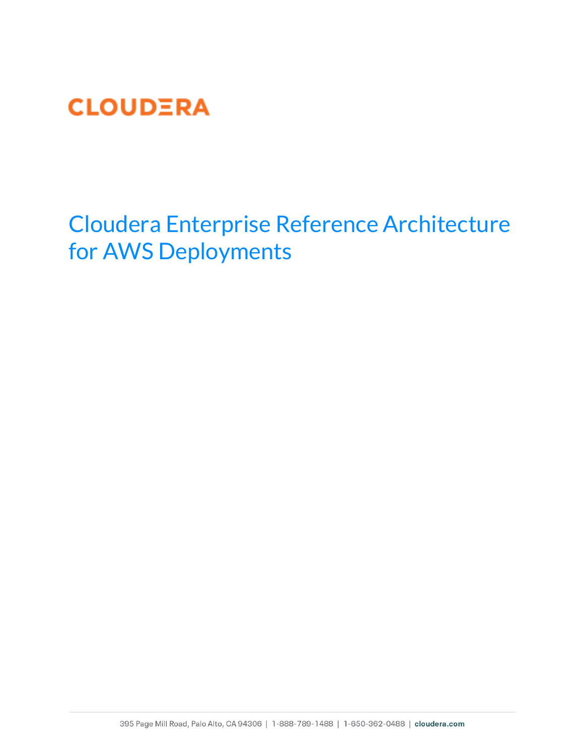CLOUDERA

# Cloudera Enterprise Reference Architecture for AWS Deployments

395 Page Mill Road, Palo Alto, CA 94306 | 1-888-789-1488 | 1-650-362-0488 | cloudera.com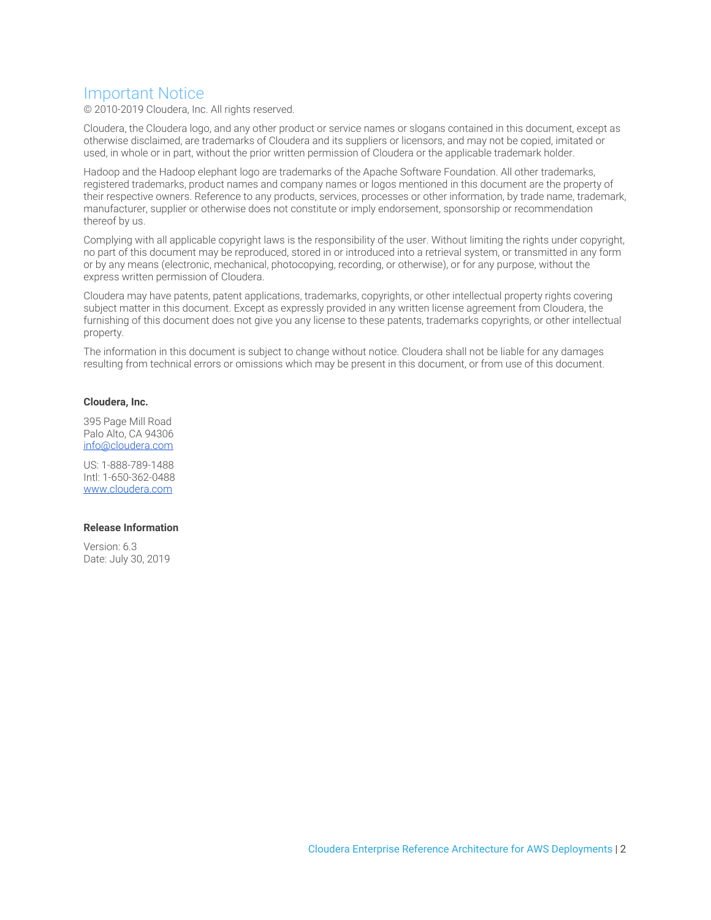# Important Notice

© 2010-2019 Cloudera, Inc. All rights reserved.

Cloudera, the Cloudera logo, and any other product or service names or slogans contained in this document, except as otherwise disclaimed, are trademarks of Cloudera and its suppliers or licensors, and may not be copied, imitated or used, in whole or in part, without the prior written permission of Cloudera or the applicable trademark holder.

Hadoop and the Hadoop elephant logo are trademarks of the Apache Software Foundation. All other trademarks, registered trademarks, product names and company names or logos mentioned in this document are the property of their respective owners. Reference to any products, services, processes or other information, by trade name, trademark, manufacturer, supplier or otherwise does not constitute or imply endorsement, sponsorship or recommendation thereof by us.

Complying with all applicable copyright laws is the responsibility of the user. Without limiting the rights under copyright, no part of this document may be reproduced, stored in or introduced into a retrieval system, or transmitted in any form or by any means (electronic, mechanical, photocopying, recording, or otherwise), or for any purpose, without the express written permission of Cloudera.

Cloudera may have patents, patent applications, trademarks, copyrights, or other intellectual property rights covering subject matter in this document. Except as expressly provided in any written license agreement from Cloudera, the furnishing of this document does not give you any license to these patents, trademarks copyrights, or other intellectual property.

The information in this document is subject to change without notice. Cloudera shall not be liable for any damages resulting from technical errors or omissions which may be present in this document, or from use of this document.

**Cloudera, Inc.**

395 Page Mill Road
Palo Alto, CA 94306
info@cloudera.com

US: 1-888-789-1488
Intl: 1-650-362-0488
www.cloudera.com

**Release Information**

Version: 6.3
Date: July 30, 2019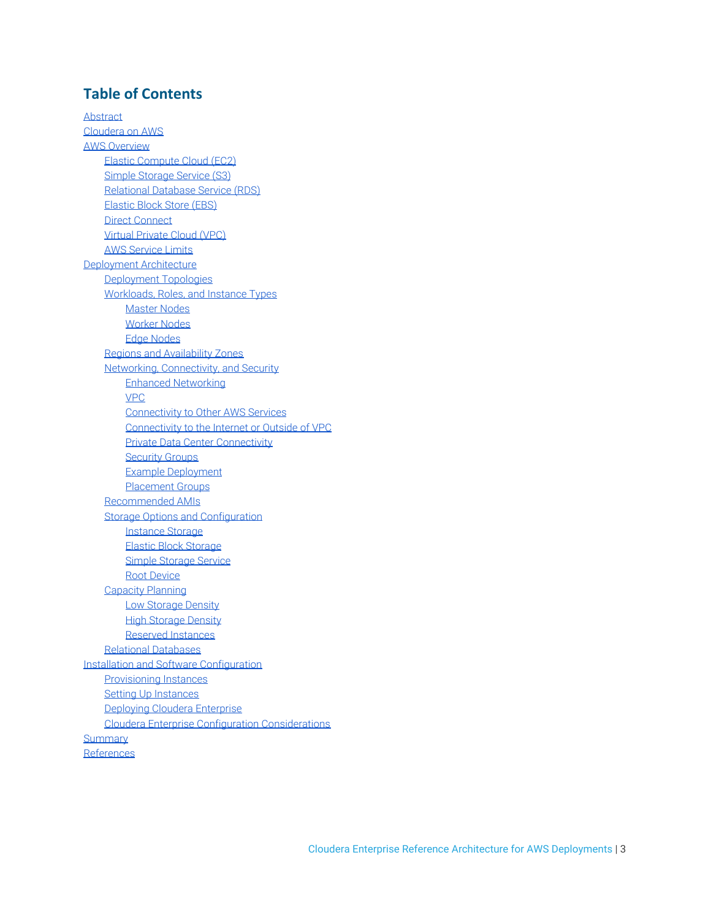## Table of Contents

- Abstract
- Cloudera on AWS
- AWS Overview
  - Elastic Compute Cloud (EC2)
  - Simple Storage Service (S3)
  - Relational Database Service (RDS)
  - Elastic Block Store (EBS)
  - Direct Connect
  - Virtual Private Cloud (VPC)
  - AWS Service Limits
- Deployment Architecture
  - Deployment Topologies
  - Workloads, Roles, and Instance Types
    - Master Nodes
    - Worker Nodes
    - Edge Nodes
  - Regions and Availability Zones
  - Networking, Connectivity, and Security
    - Enhanced Networking
    - VPC
    - Connectivity to Other AWS Services
    - Connectivity to the Internet or Outside of VPC
    - Private Data Center Connectivity
    - Security Groups
    - Example Deployment
    - Placement Groups
  - Recommended AMIs
  - Storage Options and Configuration
    - Instance Storage
    - Elastic Block Storage
    - Simple Storage Service
    - Root Device
  - Capacity Planning
    - Low Storage Density
    - High Storage Density
    - Reserved Instances
  - Relational Databases
- Installation and Software Configuration
  - Provisioning Instances
  - Setting Up Instances
  - Deploying Cloudera Enterprise
  - Cloudera Enterprise Configuration Considerations
- Summary
- References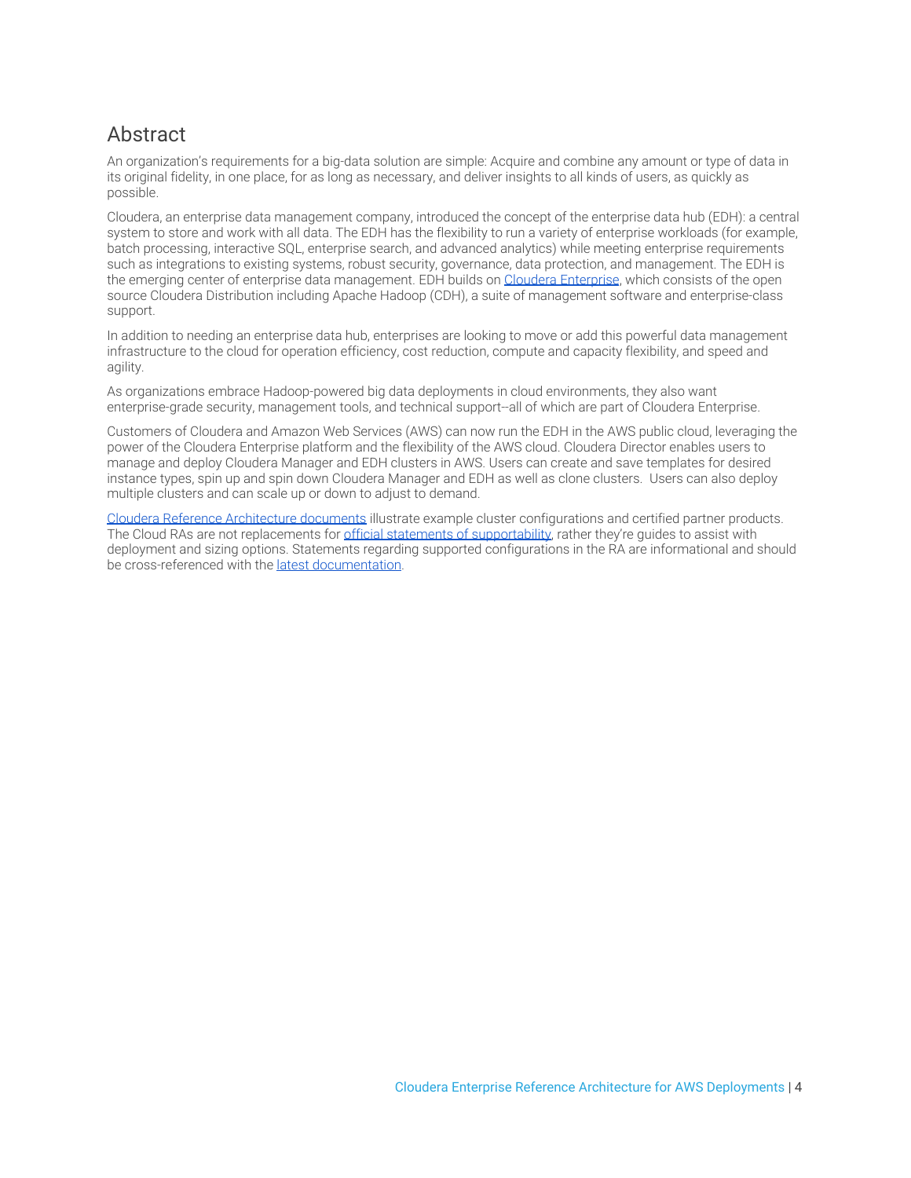# Abstract

An organization's requirements for a big-data solution are simple: Acquire and combine any amount or type of data in its original fidelity, in one place, for as long as necessary, and deliver insights to all kinds of users, as quickly as possible.

Cloudera, an enterprise data management company, introduced the concept of the enterprise data hub (EDH): a central system to store and work with all data. The EDH has the flexibility to run a variety of enterprise workloads (for example, batch processing, interactive SQL, enterprise search, and advanced analytics) while meeting enterprise requirements such as integrations to existing systems, robust security, governance, data protection, and management. The EDH is the emerging center of enterprise data management. EDH builds on Cloudera Enterprise, which consists of the open source Cloudera Distribution including Apache Hadoop (CDH), a suite of management software and enterprise-class support.

In addition to needing an enterprise data hub, enterprises are looking to move or add this powerful data management infrastructure to the cloud for operation efficiency, cost reduction, compute and capacity flexibility, and speed and agility.

As organizations embrace Hadoop-powered big data deployments in cloud environments, they also want enterprise-grade security, management tools, and technical support--all of which are part of Cloudera Enterprise.

Customers of Cloudera and Amazon Web Services (AWS) can now run the EDH in the AWS public cloud, leveraging the power of the Cloudera Enterprise platform and the flexibility of the AWS cloud. Cloudera Director enables users to manage and deploy Cloudera Manager and EDH clusters in AWS. Users can create and save templates for desired instance types, spin up and spin down Cloudera Manager and EDH as well as clone clusters. Users can also deploy multiple clusters and can scale up or down to adjust to demand.

Cloudera Reference Architecture documents illustrate example cluster configurations and certified partner products. The Cloud RAs are not replacements for official statements of supportability, rather they're guides to assist with deployment and sizing options. Statements regarding supported configurations in the RA are informational and should be cross-referenced with the latest documentation.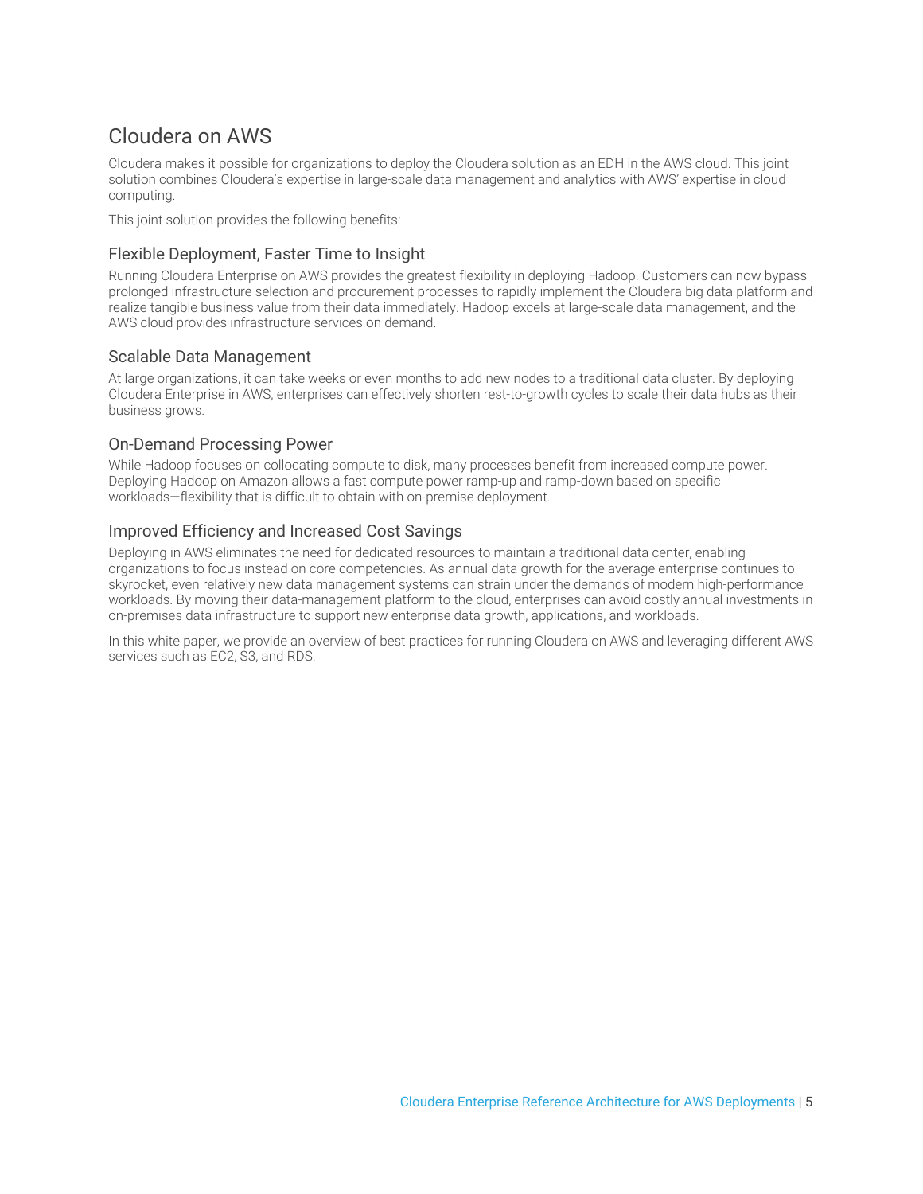## Cloudera on AWS

Cloudera makes it possible for organizations to deploy the Cloudera solution as an EDH in the AWS cloud. This joint solution combines Cloudera's expertise in large-scale data management and analytics with AWS' expertise in cloud computing.

This joint solution provides the following benefits:

### Flexible Deployment, Faster Time to Insight

Running Cloudera Enterprise on AWS provides the greatest flexibility in deploying Hadoop. Customers can now bypass prolonged infrastructure selection and procurement processes to rapidly implement the Cloudera big data platform and realize tangible business value from their data immediately. Hadoop excels at large-scale data management, and the AWS cloud provides infrastructure services on demand.

### Scalable Data Management

At large organizations, it can take weeks or even months to add new nodes to a traditional data cluster. By deploying Cloudera Enterprise in AWS, enterprises can effectively shorten rest-to-growth cycles to scale their data hubs as their business grows.

### On-Demand Processing Power

While Hadoop focuses on collocating compute to disk, many processes benefit from increased compute power. Deploying Hadoop on Amazon allows a fast compute power ramp-up and ramp-down based on specific workloads—flexibility that is difficult to obtain with on-premise deployment.

### Improved Efficiency and Increased Cost Savings

Deploying in AWS eliminates the need for dedicated resources to maintain a traditional data center, enabling organizations to focus instead on core competencies. As annual data growth for the average enterprise continues to skyrocket, even relatively new data management systems can strain under the demands of modern high-performance workloads. By moving their data-management platform to the cloud, enterprises can avoid costly annual investments in on-premises data infrastructure to support new enterprise data growth, applications, and workloads.

In this white paper, we provide an overview of best practices for running Cloudera on AWS and leveraging different AWS services such as EC2, S3, and RDS.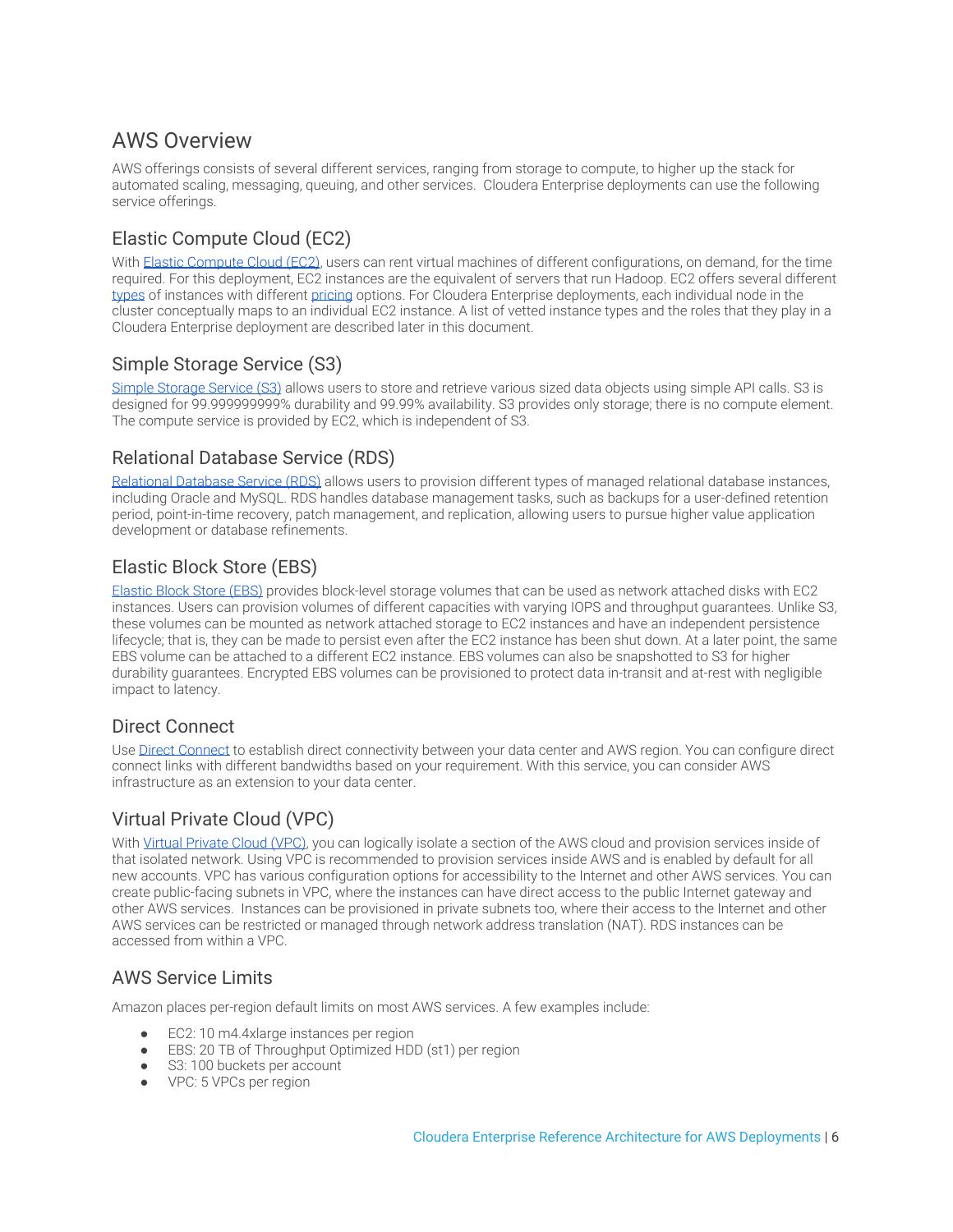# AWS Overview

AWS offerings consists of several different services, ranging from storage to compute, to higher up the stack for automated scaling, messaging, queuing, and other services. Cloudera Enterprise deployments can use the following service offerings.

## Elastic Compute Cloud (EC2)

With Elastic Compute Cloud (EC2), users can rent virtual machines of different configurations, on demand, for the time required. For this deployment, EC2 instances are the equivalent of servers that run Hadoop. EC2 offers several different types of instances with different pricing options. For Cloudera Enterprise deployments, each individual node in the cluster conceptually maps to an individual EC2 instance. A list of vetted instance types and the roles that they play in a Cloudera Enterprise deployment are described later in this document.

## Simple Storage Service (S3)

Simple Storage Service (S3) allows users to store and retrieve various sized data objects using simple API calls. S3 is designed for 99.999999999% durability and 99.99% availability. S3 provides only storage; there is no compute element. The compute service is provided by EC2, which is independent of S3.

## Relational Database Service (RDS)

Relational Database Service (RDS) allows users to provision different types of managed relational database instances, including Oracle and MySQL. RDS handles database management tasks, such as backups for a user-defined retention period, point-in-time recovery, patch management, and replication, allowing users to pursue higher value application development or database refinements.

## Elastic Block Store (EBS)

Elastic Block Store (EBS) provides block-level storage volumes that can be used as network attached disks with EC2 instances. Users can provision volumes of different capacities with varying IOPS and throughput guarantees. Unlike S3, these volumes can be mounted as network attached storage to EC2 instances and have an independent persistence lifecycle; that is, they can be made to persist even after the EC2 instance has been shut down. At a later point, the same EBS volume can be attached to a different EC2 instance. EBS volumes can also be snapshotted to S3 for higher durability guarantees. Encrypted EBS volumes can be provisioned to protect data in-transit and at-rest with negligible impact to latency.

## Direct Connect

Use Direct Connect to establish direct connectivity between your data center and AWS region. You can configure direct connect links with different bandwidths based on your requirement. With this service, you can consider AWS infrastructure as an extension to your data center.

## Virtual Private Cloud (VPC)

With Virtual Private Cloud (VPC), you can logically isolate a section of the AWS cloud and provision services inside of that isolated network. Using VPC is recommended to provision services inside AWS and is enabled by default for all new accounts. VPC has various configuration options for accessibility to the Internet and other AWS services. You can create public-facing subnets in VPC, where the instances can have direct access to the public Internet gateway and other AWS services. Instances can be provisioned in private subnets too, where their access to the Internet and other AWS services can be restricted or managed through network address translation (NAT). RDS instances can be accessed from within a VPC.

## AWS Service Limits

Amazon places per-region default limits on most AWS services. A few examples include:

- EC2: 10 m4.4xlarge instances per region
- EBS: 20 TB of Throughput Optimized HDD (st1) per region
- S3: 100 buckets per account
- VPC: 5 VPCs per region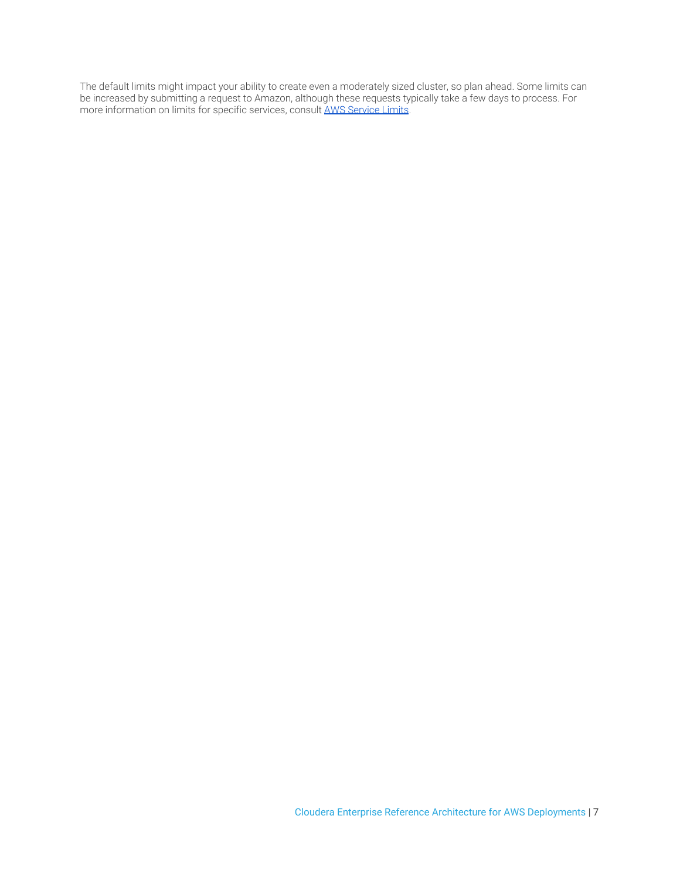The default limits might impact your ability to create even a moderately sized cluster, so plan ahead. Some limits can be increased by submitting a request to Amazon, although these requests typically take a few days to process. For more information on limits for specific services, consult [AWS Service Limits](AWS Service Limits).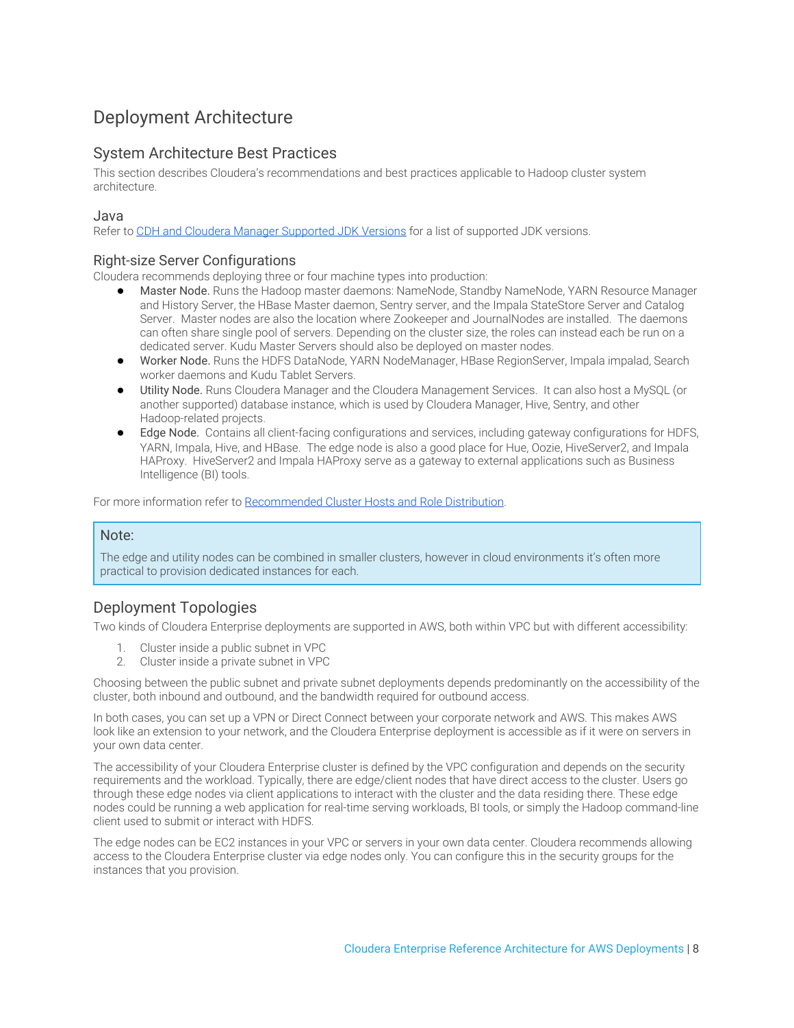# Deployment Architecture

## System Architecture Best Practices

This section describes Cloudera's recommendations and best practices applicable to Hadoop cluster system architecture.

### Java

Refer to [CDH and Cloudera Manager Supported JDK Versions]() for a list of supported JDK versions.

### Right-size Server Configurations

Cloudera recommends deploying three or four machine types into production:

- Master Node. Runs the Hadoop master daemons: NameNode, Standby NameNode, YARN Resource Manager and History Server, the HBase Master daemon, Sentry server, and the Impala StateStore Server and Catalog Server. Master nodes are also the location where Zookeeper and JournalNodes are installed. The daemons can often share single pool of servers. Depending on the cluster size, the roles can instead each be run on a dedicated server. Kudu Master Servers should also be deployed on master nodes.
- Worker Node. Runs the HDFS DataNode, YARN NodeManager, HBase RegionServer, Impala impalad, Search worker daemons and Kudu Tablet Servers.
- Utility Node. Runs Cloudera Manager and the Cloudera Management Services. It can also host a MySQL (or another supported) database instance, which is used by Cloudera Manager, Hive, Sentry, and other Hadoop-related projects.
- Edge Node. Contains all client-facing configurations and services, including gateway configurations for HDFS, YARN, Impala, Hive, and HBase. The edge node is also a good place for Hue, Oozie, HiveServer2, and Impala HAProxy. HiveServer2 and Impala HAProxy serve as a gateway to external applications such as Business Intelligence (BI) tools.

For more information refer to [Recommended Cluster Hosts and Role Distribution]().

> **Note:**
>
> The edge and utility nodes can be combined in smaller clusters, however in cloud environments it's often more practical to provision dedicated instances for each.

## Deployment Topologies

Two kinds of Cloudera Enterprise deployments are supported in AWS, both within VPC but with different accessibility:

1. Cluster inside a public subnet in VPC
2. Cluster inside a private subnet in VPC

Choosing between the public subnet and private subnet deployments depends predominantly on the accessibility of the cluster, both inbound and outbound, and the bandwidth required for outbound access.

In both cases, you can set up a VPN or Direct Connect between your corporate network and AWS. This makes AWS look like an extension to your network, and the Cloudera Enterprise deployment is accessible as if it were on servers in your own data center.

The accessibility of your Cloudera Enterprise cluster is defined by the VPC configuration and depends on the security requirements and the workload. Typically, there are edge/client nodes that have direct access to the cluster. Users go through these edge nodes via client applications to interact with the cluster and the data residing there. These edge nodes could be running a web application for real-time serving workloads, BI tools, or simply the Hadoop command-line client used to submit or interact with HDFS.

The edge nodes can be EC2 instances in your VPC or servers in your own data center. Cloudera recommends allowing access to the Cloudera Enterprise cluster via edge nodes only. You can configure this in the security groups for the instances that you provision.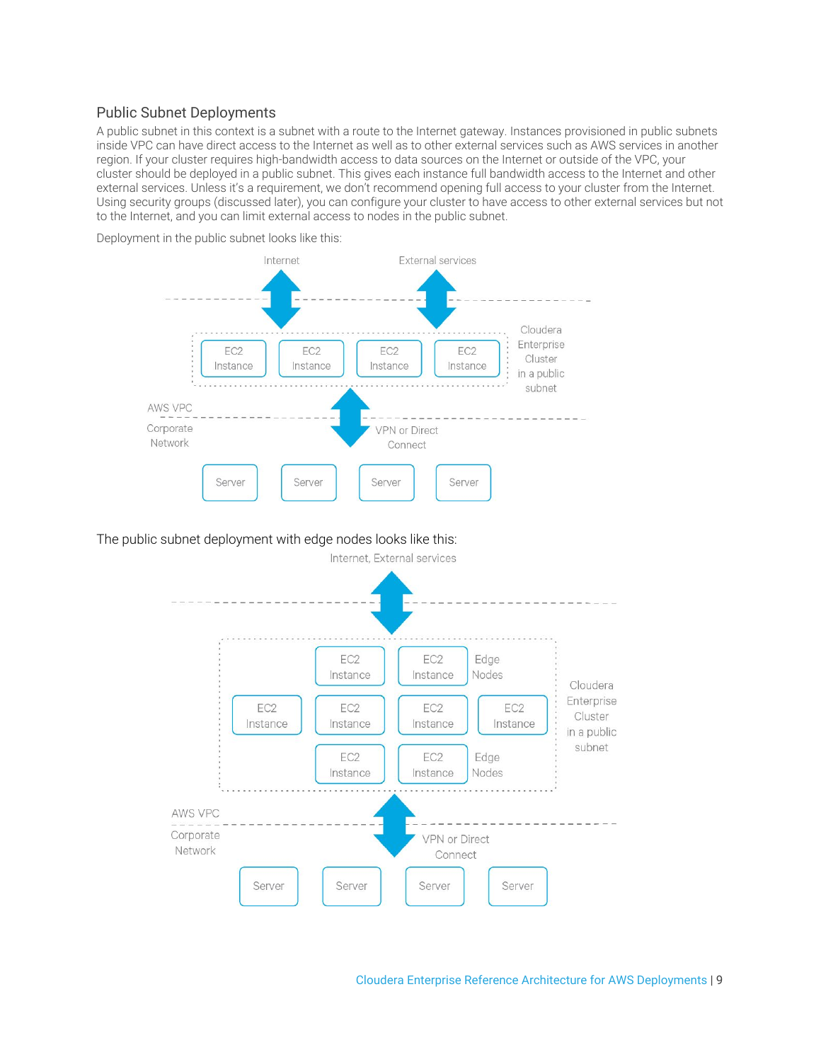## Public Subnet Deployments

A public subnet in this context is a subnet with a route to the Internet gateway. Instances provisioned in public subnets inside VPC can have direct access to the Internet as well as to other external services such as AWS services in another region. If your cluster requires high-bandwidth access to data sources on the Internet or outside of the VPC, your cluster should be deployed in a public subnet. This gives each instance full bandwidth access to the Internet and other external services. Unless it's a requirement, we don't recommend opening full access to your cluster from the Internet. Using security groups (discussed later), you can configure your cluster to have access to other external services but not to the Internet, and you can limit external access to nodes in the public subnet.

Deployment in the public subnet looks like this:

Internet | External services

EC2 Instance | EC2 Instance | EC2 Instance | EC2 Instance — Cloudera Enterprise Cluster in a public subnet

AWS VPC

Corporate Network — VPN or Direct Connect

Server | Server | Server | Server

The public subnet deployment with edge nodes looks like this:

Internet, External services

EC2 Instance | EC2 Instance — Edge Nodes

EC2 Instance | EC2 Instance | EC2 Instance | EC2 Instance — Cloudera Enterprise Cluster in a public subnet

EC2 Instance | EC2 Instance — Edge Nodes

AWS VPC

Corporate Network — VPN or Direct Connect

Server | Server | Server | Server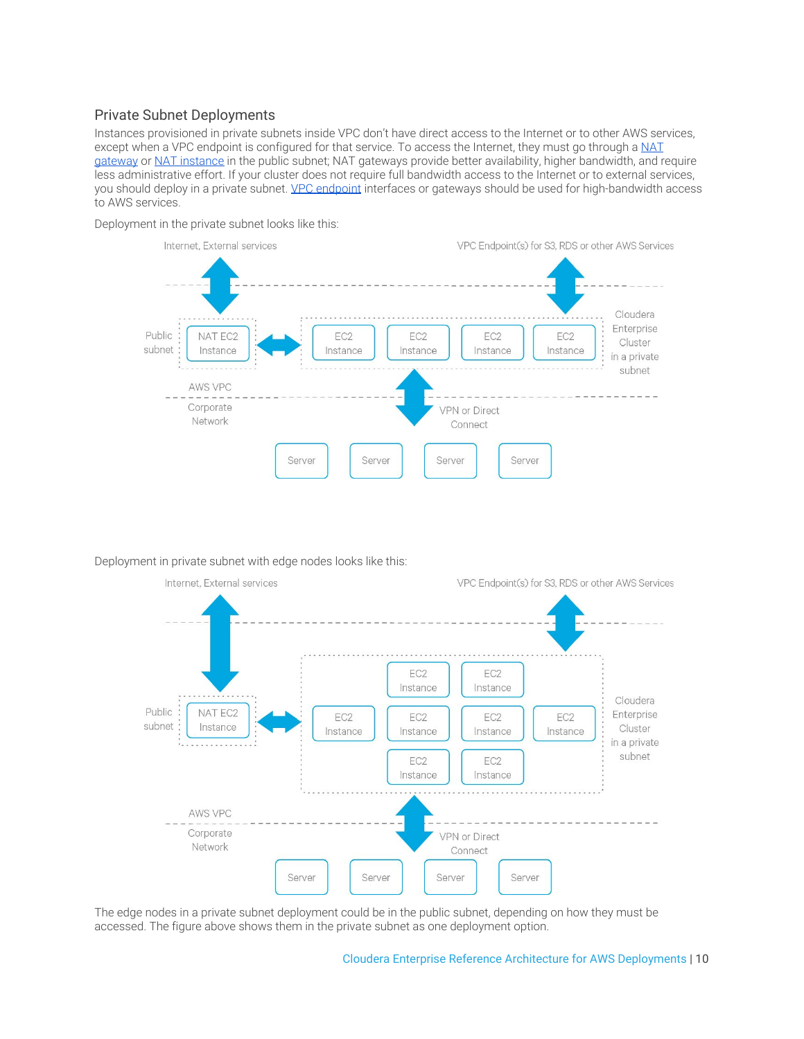## Private Subnet Deployments

Instances provisioned in private subnets inside VPC don't have direct access to the Internet or to other AWS services, except when a VPC endpoint is configured for that service. To access the Internet, they must go through a NAT gateway or NAT instance in the public subnet; NAT gateways provide better availability, higher bandwidth, and require less administrative effort. If your cluster does not require full bandwidth access to the Internet or to external services, you should deploy in a private subnet. VPC endpoint interfaces or gateways should be used for high-bandwidth access to AWS services.

Deployment in the private subnet looks like this:

Deployment in private subnet with edge nodes looks like this:

The edge nodes in a private subnet deployment could be in the public subnet, depending on how they must be accessed. The figure above shows them in the private subnet as one deployment option.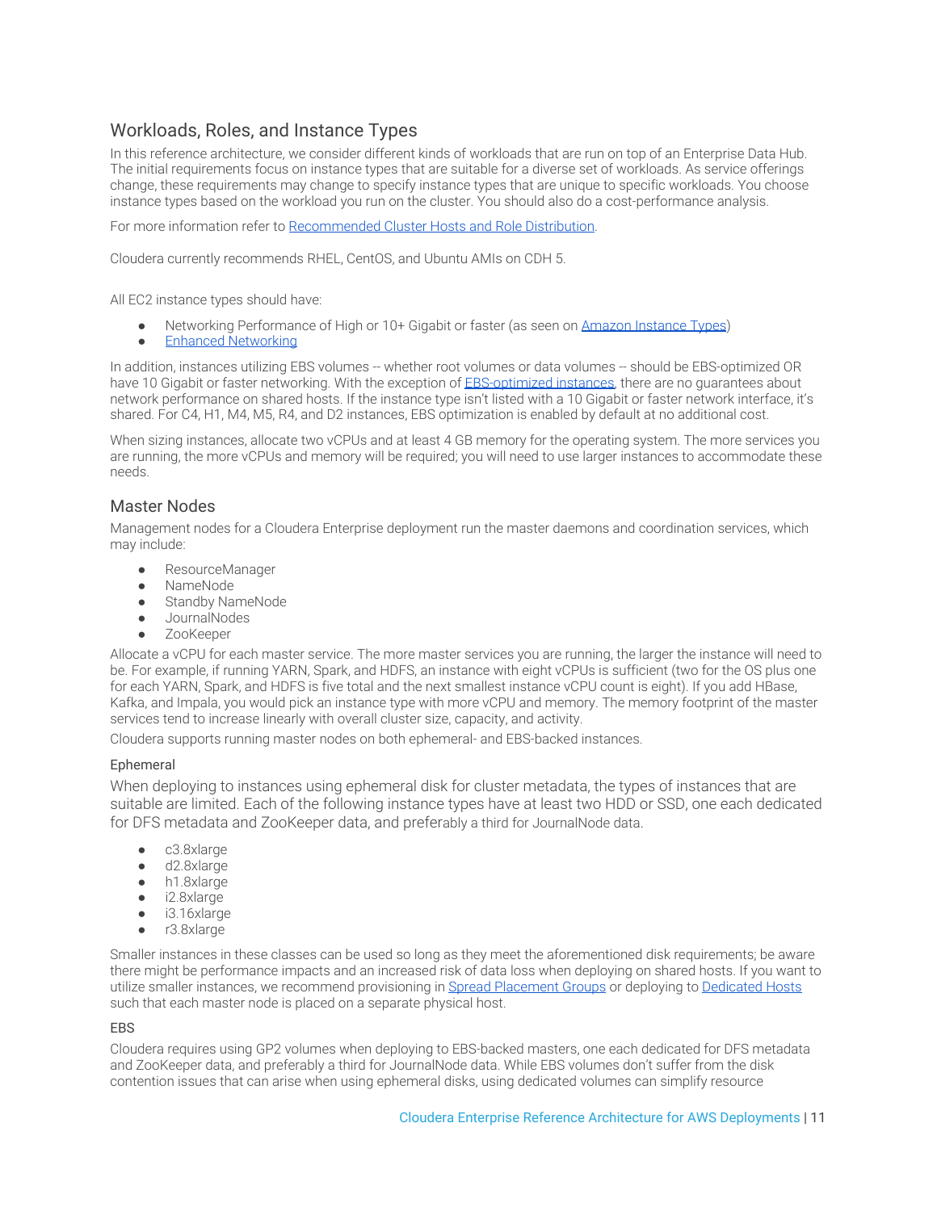## Workloads, Roles, and Instance Types

In this reference architecture, we consider different kinds of workloads that are run on top of an Enterprise Data Hub. The initial requirements focus on instance types that are suitable for a diverse set of workloads. As service offerings change, these requirements may change to specify instance types that are unique to specific workloads. You choose instance types based on the workload you run on the cluster. You should also do a cost-performance analysis.

For more information refer to [Recommended Cluster Hosts and Role Distribution](#).

Cloudera currently recommends RHEL, CentOS, and Ubuntu AMIs on CDH 5.

All EC2 instance types should have:

- Networking Performance of High or 10+ Gigabit or faster (as seen on [Amazon Instance Types](#))
- [Enhanced Networking](#)

In addition, instances utilizing EBS volumes -- whether root volumes or data volumes -- should be EBS-optimized OR have 10 Gigabit or faster networking. With the exception of [EBS-optimized instances](#), there are no guarantees about network performance on shared hosts. If the instance type isn't listed with a 10 Gigabit or faster network interface, it's shared. For C4, H1, M4, M5, R4, and D2 instances, EBS optimization is enabled by default at no additional cost.

When sizing instances, allocate two vCPUs and at least 4 GB memory for the operating system. The more services you are running, the more vCPUs and memory will be required; you will need to use larger instances to accommodate these needs.

## Master Nodes

Management nodes for a Cloudera Enterprise deployment run the master daemons and coordination services, which may include:

- ResourceManager
- NameNode
- Standby NameNode
- JournalNodes
- ZooKeeper

Allocate a vCPU for each master service. The more master services you are running, the larger the instance will need to be. For example, if running YARN, Spark, and HDFS, an instance with eight vCPUs is sufficient (two for the OS plus one for each YARN, Spark, and HDFS is five total and the next smallest instance vCPU count is eight). If you add HBase, Kafka, and Impala, you would pick an instance type with more vCPU and memory. The memory footprint of the master services tend to increase linearly with overall cluster size, capacity, and activity.

Cloudera supports running master nodes on both ephemeral- and EBS-backed instances.

### Ephemeral

When deploying to instances using ephemeral disk for cluster metadata, the types of instances that are suitable are limited. Each of the following instance types have at least two HDD or SSD, one each dedicated for DFS metadata and ZooKeeper data, and preferably a third for JournalNode data.

- c3.8xlarge
- d2.8xlarge
- h1.8xlarge
- i2.8xlarge
- i3.16xlarge
- r3.8xlarge

Smaller instances in these classes can be used so long as they meet the aforementioned disk requirements; be aware there might be performance impacts and an increased risk of data loss when deploying on shared hosts. If you want to utilize smaller instances, we recommend provisioning in [Spread Placement Groups](#) or deploying to [Dedicated Hosts](#) such that each master node is placed on a separate physical host.

### EBS

Cloudera requires using GP2 volumes when deploying to EBS-backed masters, one each dedicated for DFS metadata and ZooKeeper data, and preferably a third for JournalNode data. While EBS volumes don't suffer from the disk contention issues that can arise when using ephemeral disks, using dedicated volumes can simplify resource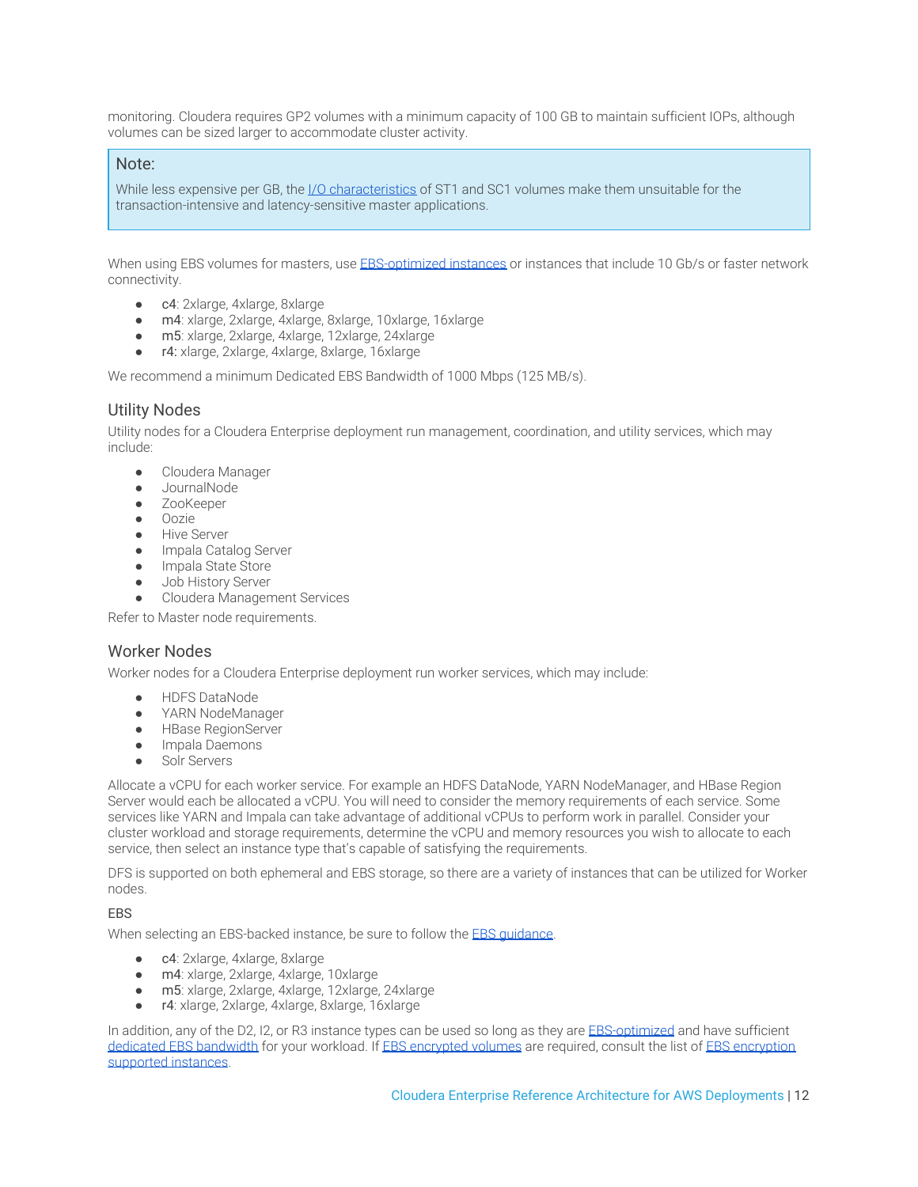monitoring. Cloudera requires GP2 volumes with a minimum capacity of 100 GB to maintain sufficient IOPs, although volumes can be sized larger to accommodate cluster activity.

> **Note:**
>
> While less expensive per GB, the I/O characteristics of ST1 and SC1 volumes make them unsuitable for the transaction-intensive and latency-sensitive master applications.

When using EBS volumes for masters, use EBS-optimized instances or instances that include 10 Gb/s or faster network connectivity.

- c4: 2xlarge, 4xlarge, 8xlarge
- m4: xlarge, 2xlarge, 4xlarge, 8xlarge, 10xlarge, 16xlarge
- m5: xlarge, 2xlarge, 4xlarge, 12xlarge, 24xlarge
- r4: xlarge, 2xlarge, 4xlarge, 8xlarge, 16xlarge

We recommend a minimum Dedicated EBS Bandwidth of 1000 Mbps (125 MB/s).

## Utility Nodes

Utility nodes for a Cloudera Enterprise deployment run management, coordination, and utility services, which may include:

- Cloudera Manager
- JournalNode
- ZooKeeper
- Oozie
- Hive Server
- Impala Catalog Server
- Impala State Store
- Job History Server
- Cloudera Management Services

Refer to Master node requirements.

## Worker Nodes

Worker nodes for a Cloudera Enterprise deployment run worker services, which may include:

- HDFS DataNode
- YARN NodeManager
- HBase RegionServer
- Impala Daemons
- Solr Servers

Allocate a vCPU for each worker service. For example an HDFS DataNode, YARN NodeManager, and HBase Region Server would each be allocated a vCPU. You will need to consider the memory requirements of each service. Some services like YARN and Impala can take advantage of additional vCPUs to perform work in parallel. Consider your cluster workload and storage requirements, determine the vCPU and memory resources you wish to allocate to each service, then select an instance type that's capable of satisfying the requirements.

DFS is supported on both ephemeral and EBS storage, so there are a variety of instances that can be utilized for Worker nodes.

### EBS

When selecting an EBS-backed instance, be sure to follow the EBS guidance.

- c4: 2xlarge, 4xlarge, 8xlarge
- m4: xlarge, 2xlarge, 4xlarge, 10xlarge
- m5: xlarge, 2xlarge, 4xlarge, 12xlarge, 24xlarge
- r4: xlarge, 2xlarge, 4xlarge, 8xlarge, 16xlarge

In addition, any of the D2, I2, or R3 instance types can be used so long as they are EBS-optimized and have sufficient dedicated EBS bandwidth for your workload. If EBS encrypted volumes are required, consult the list of EBS encryption supported instances.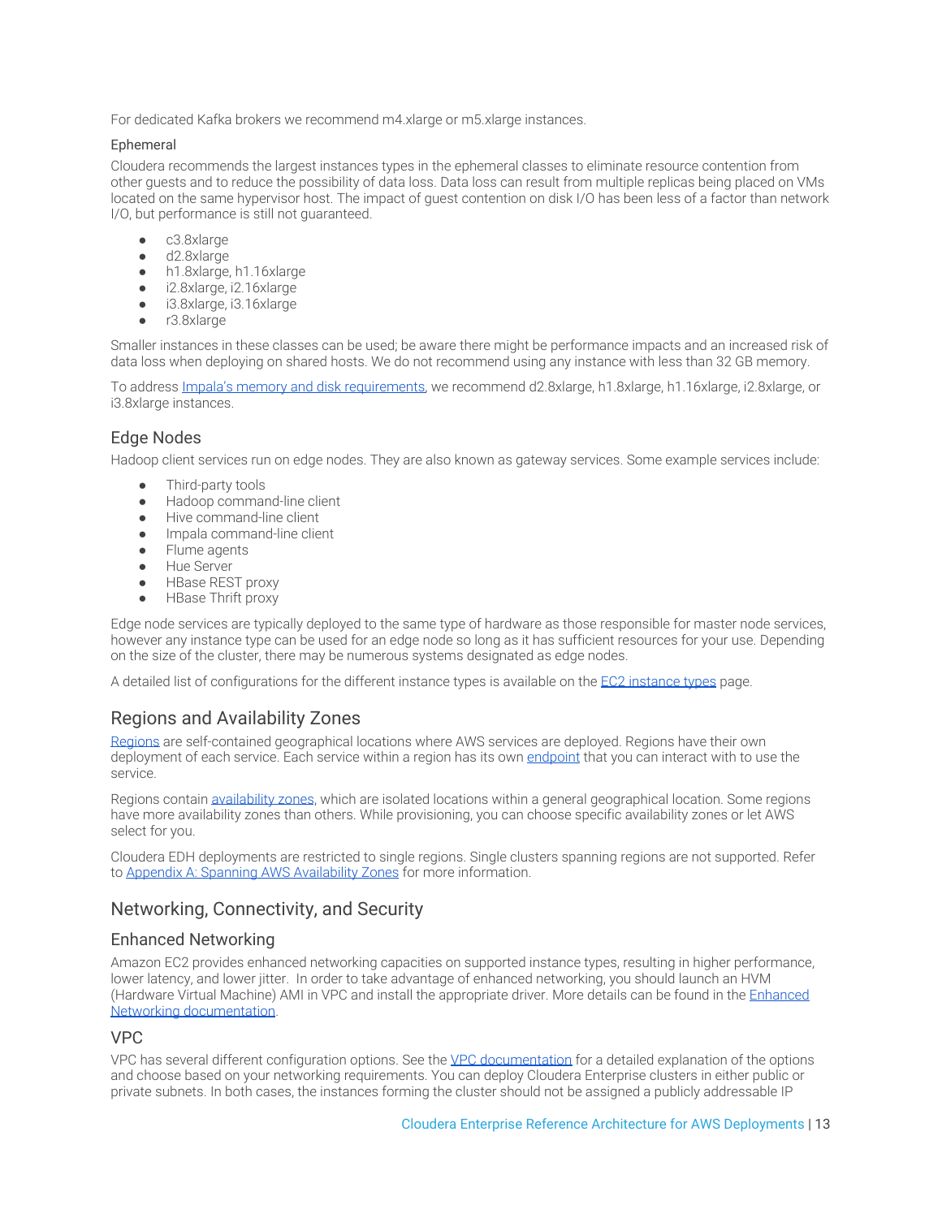For dedicated Kafka brokers we recommend m4.xlarge or m5.xlarge instances.

#### Ephemeral

Cloudera recommends the largest instances types in the ephemeral classes to eliminate resource contention from other guests and to reduce the possibility of data loss. Data loss can result from multiple replicas being placed on VMs located on the same hypervisor host. The impact of guest contention on disk I/O has been less of a factor than network I/O, but performance is still not guaranteed.

- c3.8xlarge
- d2.8xlarge
- h1.8xlarge, h1.16xlarge
- i2.8xlarge, i2.16xlarge
- i3.8xlarge, i3.16xlarge
- r3.8xlarge

Smaller instances in these classes can be used; be aware there might be performance impacts and an increased risk of data loss when deploying on shared hosts. We do not recommend using any instance with less than 32 GB memory.

To address Impala's memory and disk requirements, we recommend d2.8xlarge, h1.8xlarge, h1.16xlarge, i2.8xlarge, or i3.8xlarge instances.

### Edge Nodes

Hadoop client services run on edge nodes. They are also known as gateway services. Some example services include:

- Third-party tools
- Hadoop command-line client
- Hive command-line client
- Impala command-line client
- Flume agents
- Hue Server
- HBase REST proxy
- HBase Thrift proxy

Edge node services are typically deployed to the same type of hardware as those responsible for master node services, however any instance type can be used for an edge node so long as it has sufficient resources for your use. Depending on the size of the cluster, there may be numerous systems designated as edge nodes.

A detailed list of configurations for the different instance types is available on the EC2 instance types page.

## Regions and Availability Zones

Regions are self-contained geographical locations where AWS services are deployed. Regions have their own deployment of each service. Each service within a region has its own endpoint that you can interact with to use the service.

Regions contain availability zones, which are isolated locations within a general geographical location. Some regions have more availability zones than others. While provisioning, you can choose specific availability zones or let AWS select for you.

Cloudera EDH deployments are restricted to single regions. Single clusters spanning regions are not supported. Refer to Appendix A: Spanning AWS Availability Zones for more information.

## Networking, Connectivity, and Security

### Enhanced Networking

Amazon EC2 provides enhanced networking capacities on supported instance types, resulting in higher performance, lower latency, and lower jitter. In order to take advantage of enhanced networking, you should launch an HVM (Hardware Virtual Machine) AMI in VPC and install the appropriate driver. More details can be found in the Enhanced Networking documentation.

### VPC

VPC has several different configuration options. See the VPC documentation for a detailed explanation of the options and choose based on your networking requirements. You can deploy Cloudera Enterprise clusters in either public or private subnets. In both cases, the instances forming the cluster should not be assigned a publicly addressable IP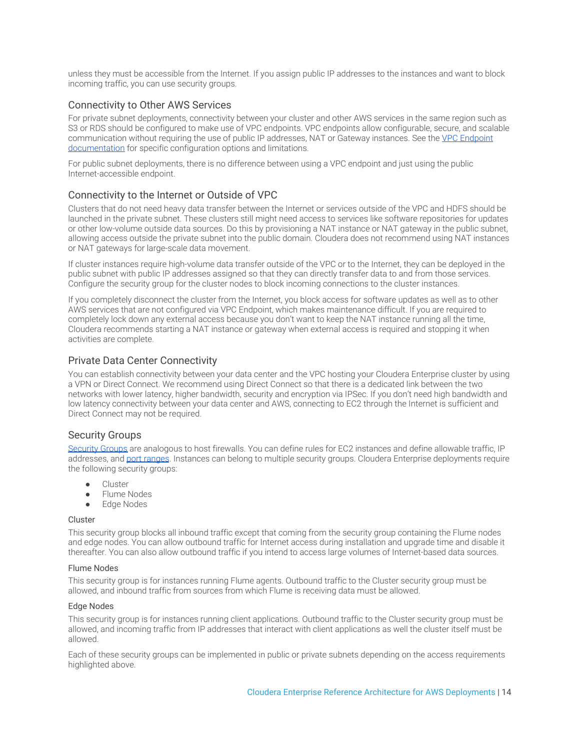unless they must be accessible from the Internet. If you assign public IP addresses to the instances and want to block incoming traffic, you can use security groups.

## Connectivity to Other AWS Services

For private subnet deployments, connectivity between your cluster and other AWS services in the same region such as S3 or RDS should be configured to make use of VPC endpoints. VPC endpoints allow configurable, secure, and scalable communication without requiring the use of public IP addresses, NAT or Gateway instances. See the [VPC Endpoint documentation]() for specific configuration options and limitations.

For public subnet deployments, there is no difference between using a VPC endpoint and just using the public Internet-accessible endpoint.

## Connectivity to the Internet or Outside of VPC

Clusters that do not need heavy data transfer between the Internet or services outside of the VPC and HDFS should be launched in the private subnet. These clusters still might need access to services like software repositories for updates or other low-volume outside data sources. Do this by provisioning a NAT instance or NAT gateway in the public subnet, allowing access outside the private subnet into the public domain. Cloudera does not recommend using NAT instances or NAT gateways for large-scale data movement.

If cluster instances require high-volume data transfer outside of the VPC or to the Internet, they can be deployed in the public subnet with public IP addresses assigned so that they can directly transfer data to and from those services. Configure the security group for the cluster nodes to block incoming connections to the cluster instances.

If you completely disconnect the cluster from the Internet, you block access for software updates as well as to other AWS services that are not configured via VPC Endpoint, which makes maintenance difficult. If you are required to completely lock down any external access because you don't want to keep the NAT instance running all the time, Cloudera recommends starting a NAT instance or gateway when external access is required and stopping it when activities are complete.

## Private Data Center Connectivity

You can establish connectivity between your data center and the VPC hosting your Cloudera Enterprise cluster by using a VPN or Direct Connect. We recommend using Direct Connect so that there is a dedicated link between the two networks with lower latency, higher bandwidth, security and encryption via IPSec. If you don't need high bandwidth and low latency connectivity between your data center and AWS, connecting to EC2 through the Internet is sufficient and Direct Connect may not be required.

## Security Groups

[Security Groups]() are analogous to host firewalls. You can define rules for EC2 instances and define allowable traffic, IP addresses, and [port ranges](). Instances can belong to multiple security groups. Cloudera Enterprise deployments require the following security groups:

- Cluster
- Flume Nodes
- Edge Nodes

### Cluster

This security group blocks all inbound traffic except that coming from the security group containing the Flume nodes and edge nodes. You can allow outbound traffic for Internet access during installation and upgrade time and disable it thereafter. You can also allow outbound traffic if you intend to access large volumes of Internet-based data sources.

### Flume Nodes

This security group is for instances running Flume agents. Outbound traffic to the Cluster security group must be allowed, and inbound traffic from sources from which Flume is receiving data must be allowed.

### Edge Nodes

This security group is for instances running client applications. Outbound traffic to the Cluster security group must be allowed, and incoming traffic from IP addresses that interact with client applications as well the cluster itself must be allowed.

Each of these security groups can be implemented in public or private subnets depending on the access requirements highlighted above.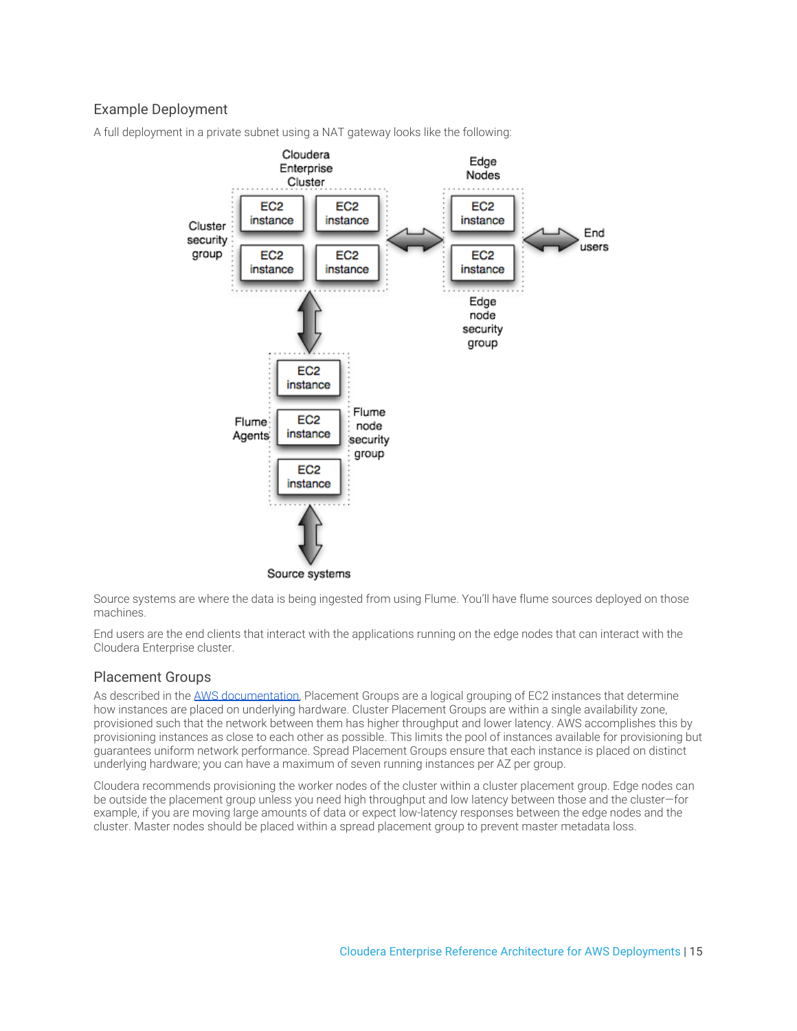### Example Deployment

A full deployment in a private subnet using a NAT gateway looks like the following:

Source systems are where the data is being ingested from using Flume. You'll have flume sources deployed on those machines.

End users are the end clients that interact with the applications running on the edge nodes that can interact with the Cloudera Enterprise cluster.

### Placement Groups

As described in the [AWS documentation](AWS documentation), Placement Groups are a logical grouping of EC2 instances that determine how instances are placed on underlying hardware. Cluster Placement Groups are within a single availability zone, provisioned such that the network between them has higher throughput and lower latency. AWS accomplishes this by provisioning instances as close to each other as possible. This limits the pool of instances available for provisioning but guarantees uniform network performance. Spread Placement Groups ensure that each instance is placed on distinct underlying hardware; you can have a maximum of seven running instances per AZ per group.

Cloudera recommends provisioning the worker nodes of the cluster within a cluster placement group. Edge nodes can be outside the placement group unless you need high throughput and low latency between those and the cluster—for example, if you are moving large amounts of data or expect low-latency responses between the edge nodes and the cluster. Master nodes should be placed within a spread placement group to prevent master metadata loss.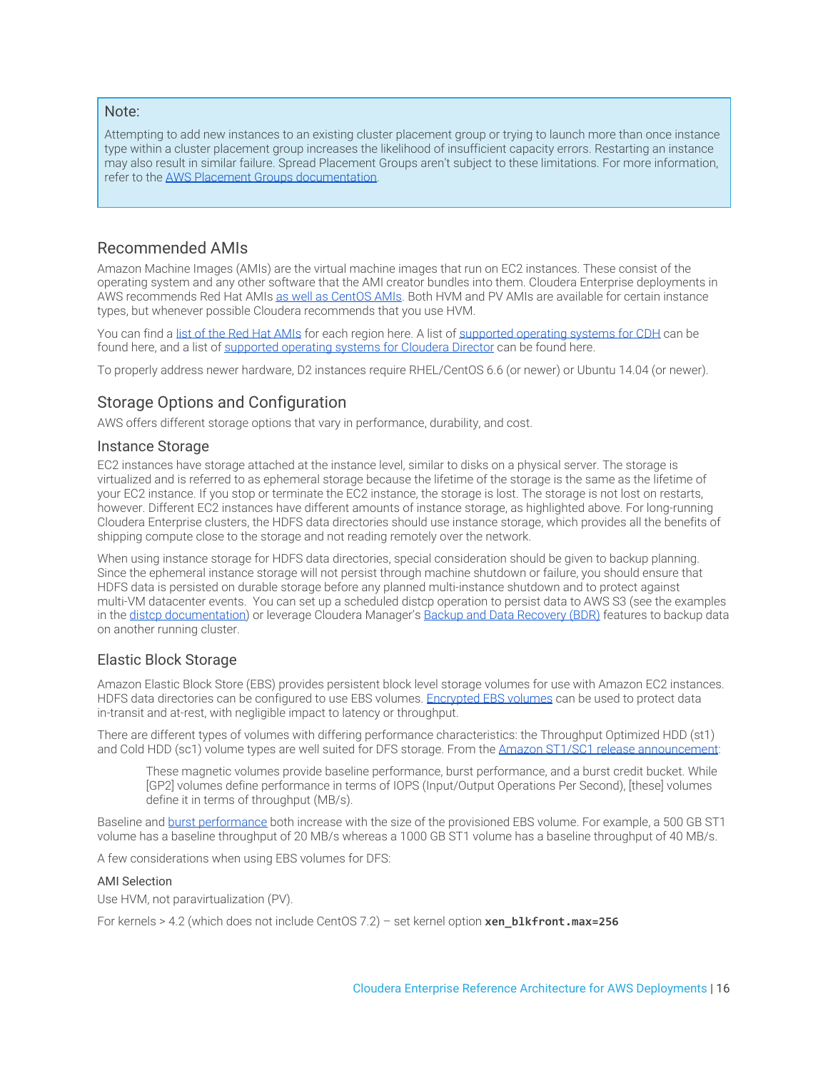> **Note:**
>
> Attempting to add new instances to an existing cluster placement group or trying to launch more than once instance type within a cluster placement group increases the likelihood of insufficient capacity errors. Restarting an instance may also result in similar failure. Spread Placement Groups aren't subject to these limitations. For more information, refer to the AWS Placement Groups documentation.

## Recommended AMIs

Amazon Machine Images (AMIs) are the virtual machine images that run on EC2 instances. These consist of the operating system and any other software that the AMI creator bundles into them. Cloudera Enterprise deployments in AWS recommends Red Hat AMIs as well as CentOS AMIs. Both HVM and PV AMIs are available for certain instance types, but whenever possible Cloudera recommends that you use HVM.

You can find a list of the Red Hat AMIs for each region here. A list of supported operating systems for CDH can be found here, and a list of supported operating systems for Cloudera Director can be found here.

To properly address newer hardware, D2 instances require RHEL/CentOS 6.6 (or newer) or Ubuntu 14.04 (or newer).

## Storage Options and Configuration

AWS offers different storage options that vary in performance, durability, and cost.

### Instance Storage

EC2 instances have storage attached at the instance level, similar to disks on a physical server. The storage is virtualized and is referred to as ephemeral storage because the lifetime of the storage is the same as the lifetime of your EC2 instance. If you stop or terminate the EC2 instance, the storage is lost. The storage is not lost on restarts, however. Different EC2 instances have different amounts of instance storage, as highlighted above. For long-running Cloudera Enterprise clusters, the HDFS data directories should use instance storage, which provides all the benefits of shipping compute close to the storage and not reading remotely over the network.

When using instance storage for HDFS data directories, special consideration should be given to backup planning. Since the ephemeral instance storage will not persist through machine shutdown or failure, you should ensure that HDFS data is persisted on durable storage before any planned multi-instance shutdown and to protect against multi-VM datacenter events. You can set up a scheduled distcp operation to persist data to AWS S3 (see the examples in the distcp documentation) or leverage Cloudera Manager's Backup and Data Recovery (BDR) features to backup data on another running cluster.

### Elastic Block Storage

Amazon Elastic Block Store (EBS) provides persistent block level storage volumes for use with Amazon EC2 instances. HDFS data directories can be configured to use EBS volumes. Encrypted EBS volumes can be used to protect data in-transit and at-rest, with negligible impact to latency or throughput.

There are different types of volumes with differing performance characteristics: the Throughput Optimized HDD (st1) and Cold HDD (sc1) volume types are well suited for DFS storage. From the Amazon ST1/SC1 release announcement:

> These magnetic volumes provide baseline performance, burst performance, and a burst credit bucket. While [GP2] volumes define performance in terms of IOPS (Input/Output Operations Per Second), [these] volumes define it in terms of throughput (MB/s).

Baseline and burst performance both increase with the size of the provisioned EBS volume. For example, a 500 GB ST1 volume has a baseline throughput of 20 MB/s whereas a 1000 GB ST1 volume has a baseline throughput of 40 MB/s.

A few considerations when using EBS volumes for DFS:

#### AMI Selection

Use HVM, not paravirtualization (PV).

For kernels > 4.2 (which does not include CentOS 7.2) – set kernel option **`xen_blkfront.max=256`**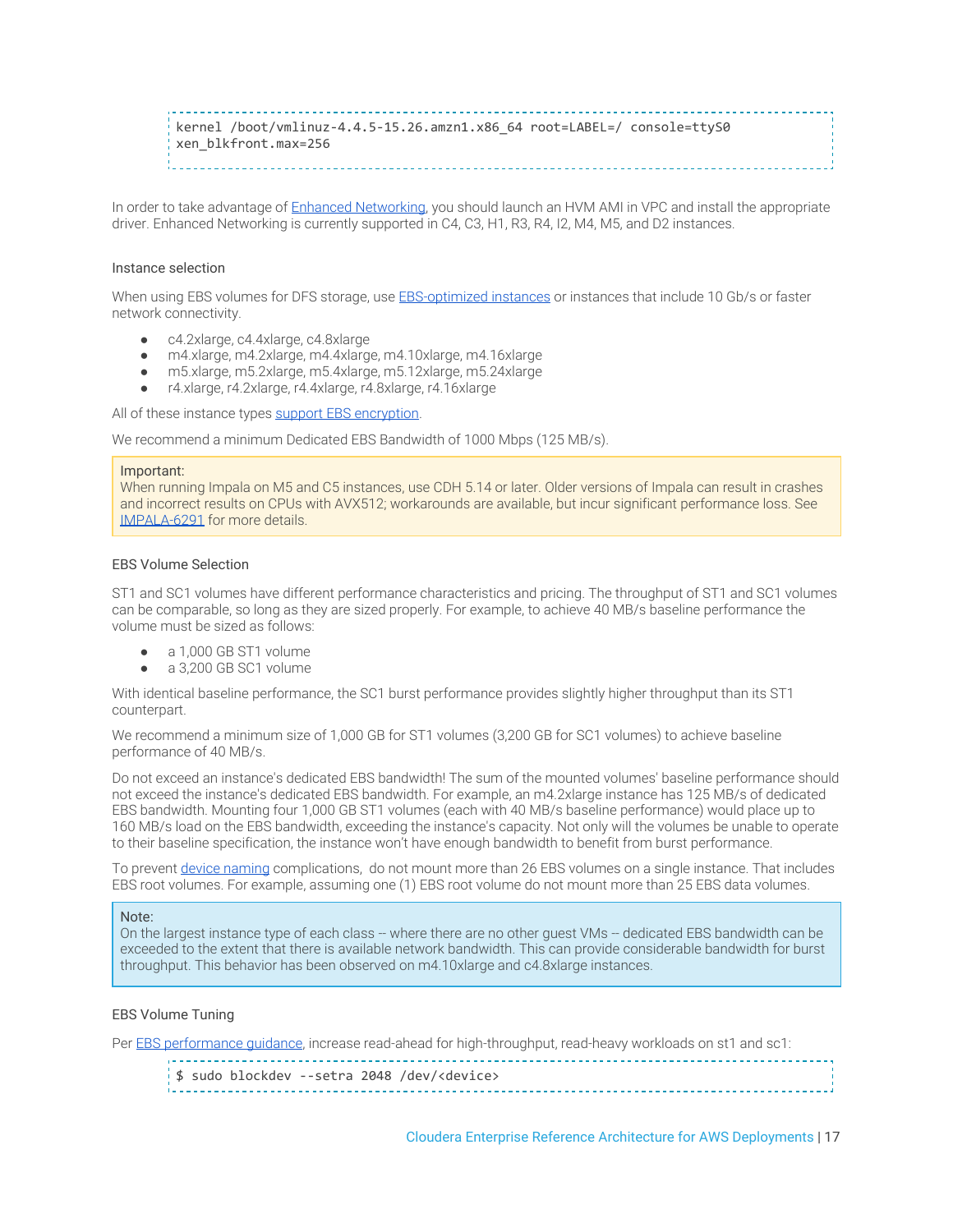```
kernel /boot/vmlinuz-4.4.5-15.26.amzn1.x86_64 root=LABEL=/ console=ttyS0
xen_blkfront.max=256
```

In order to take advantage of Enhanced Networking, you should launch an HVM AMI in VPC and install the appropriate driver. Enhanced Networking is currently supported in C4, C3, H1, R3, R4, I2, M4, M5, and D2 instances.

### Instance selection

When using EBS volumes for DFS storage, use EBS-optimized instances or instances that include 10 Gb/s or faster network connectivity.

- c4.2xlarge, c4.4xlarge, c4.8xlarge
- m4.xlarge, m4.2xlarge, m4.4xlarge, m4.10xlarge, m4.16xlarge
- m5.xlarge, m5.2xlarge, m5.4xlarge, m5.12xlarge, m5.24xlarge
- r4.xlarge, r4.2xlarge, r4.4xlarge, r4.8xlarge, r4.16xlarge

All of these instance types support EBS encryption.

We recommend a minimum Dedicated EBS Bandwidth of 1000 Mbps (125 MB/s).

> **Important:**
> When running Impala on M5 and C5 instances, use CDH 5.14 or later. Older versions of Impala can result in crashes and incorrect results on CPUs with AVX512; workarounds are available, but incur significant performance loss. See IMPALA-6291 for more details.

### EBS Volume Selection

ST1 and SC1 volumes have different performance characteristics and pricing. The throughput of ST1 and SC1 volumes can be comparable, so long as they are sized properly. For example, to achieve 40 MB/s baseline performance the volume must be sized as follows:

- a 1,000 GB ST1 volume
- a 3,200 GB SC1 volume

With identical baseline performance, the SC1 burst performance provides slightly higher throughput than its ST1 counterpart.

We recommend a minimum size of 1,000 GB for ST1 volumes (3,200 GB for SC1 volumes) to achieve baseline performance of 40 MB/s.

Do not exceed an instance's dedicated EBS bandwidth! The sum of the mounted volumes' baseline performance should not exceed the instance's dedicated EBS bandwidth. For example, an m4.2xlarge instance has 125 MB/s of dedicated EBS bandwidth. Mounting four 1,000 GB ST1 volumes (each with 40 MB/s baseline performance) would place up to 160 MB/s load on the EBS bandwidth, exceeding the instance's capacity. Not only will the volumes be unable to operate to their baseline specification, the instance won't have enough bandwidth to benefit from burst performance.

To prevent device naming complications, do not mount more than 26 EBS volumes on a single instance. That includes EBS root volumes. For example, assuming one (1) EBS root volume do not mount more than 25 EBS data volumes.

> **Note:**
> On the largest instance type of each class -- where there are no other guest VMs -- dedicated EBS bandwidth can be exceeded to the extent that there is available network bandwidth. This can provide considerable bandwidth for burst throughput. This behavior has been observed on m4.10xlarge and c4.8xlarge instances.

### EBS Volume Tuning

Per EBS performance guidance, increase read-ahead for high-throughput, read-heavy workloads on st1 and sc1:

```
$ sudo blockdev --setra 2048 /dev/<device>
```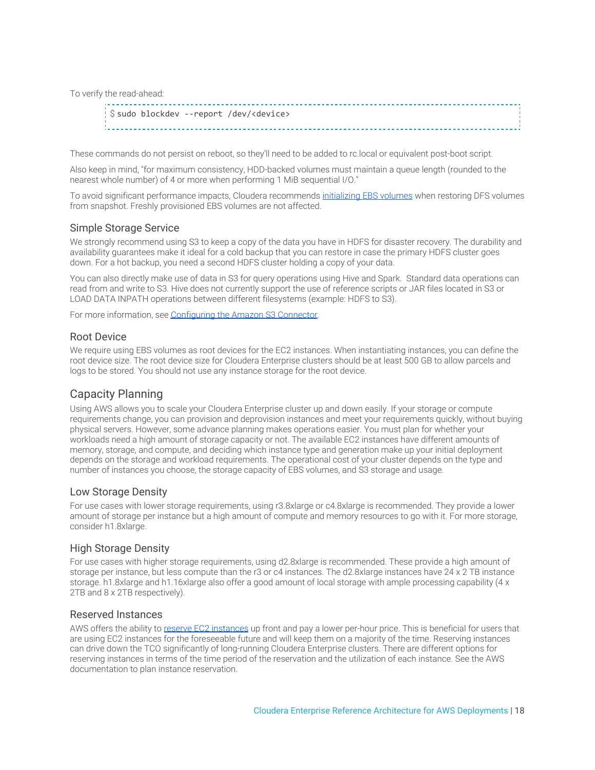To verify the read-ahead:

```
$ sudo blockdev --report /dev/<device>
```

These commands do not persist on reboot, so they'll need to be added to rc.local or equivalent post-boot script.

Also keep in mind, "for maximum consistency, HDD-backed volumes must maintain a queue length (rounded to the nearest whole number) of 4 or more when performing 1 MiB sequential I/O."

To avoid significant performance impacts, Cloudera recommends [initializing EBS volumes]() when restoring DFS volumes from snapshot. Freshly provisioned EBS volumes are not affected.

### Simple Storage Service

We strongly recommend using S3 to keep a copy of the data you have in HDFS for disaster recovery. The durability and availability guarantees make it ideal for a cold backup that you can restore in case the primary HDFS cluster goes down. For a hot backup, you need a second HDFS cluster holding a copy of your data.

You can also directly make use of data in S3 for query operations using Hive and Spark. Standard data operations can read from and write to S3. Hive does not currently support the use of reference scripts or JAR files located in S3 or LOAD DATA INPATH operations between different filesystems (example: HDFS to S3).

For more information, see [Configuring the Amazon S3 Connector]().

### Root Device

We require using EBS volumes as root devices for the EC2 instances. When instantiating instances, you can define the root device size. The root device size for Cloudera Enterprise clusters should be at least 500 GB to allow parcels and logs to be stored. You should not use any instance storage for the root device.

## Capacity Planning

Using AWS allows you to scale your Cloudera Enterprise cluster up and down easily. If your storage or compute requirements change, you can provision and deprovision instances and meet your requirements quickly, without buying physical servers. However, some advance planning makes operations easier. You must plan for whether your workloads need a high amount of storage capacity or not. The available EC2 instances have different amounts of memory, storage, and compute, and deciding which instance type and generation make up your initial deployment depends on the storage and workload requirements. The operational cost of your cluster depends on the type and number of instances you choose, the storage capacity of EBS volumes, and S3 storage and usage.

### Low Storage Density

For use cases with lower storage requirements, using r3.8xlarge or c4.8xlarge is recommended. They provide a lower amount of storage per instance but a high amount of compute and memory resources to go with it. For more storage, consider h1.8xlarge.

### High Storage Density

For use cases with higher storage requirements, using d2.8xlarge is recommended. These provide a high amount of storage per instance, but less compute than the r3 or c4 instances. The d2.8xlarge instances have 24 x 2 TB instance storage. h1.8xlarge and h1.16xlarge also offer a good amount of local storage with ample processing capability (4 x 2TB and 8 x 2TB respectively).

### Reserved Instances

AWS offers the ability to [reserve EC2 instances]() up front and pay a lower per-hour price. This is beneficial for users that are using EC2 instances for the foreseeable future and will keep them on a majority of the time. Reserving instances can drive down the TCO significantly of long-running Cloudera Enterprise clusters. There are different options for reserving instances in terms of the time period of the reservation and the utilization of each instance. See the AWS documentation to plan instance reservation.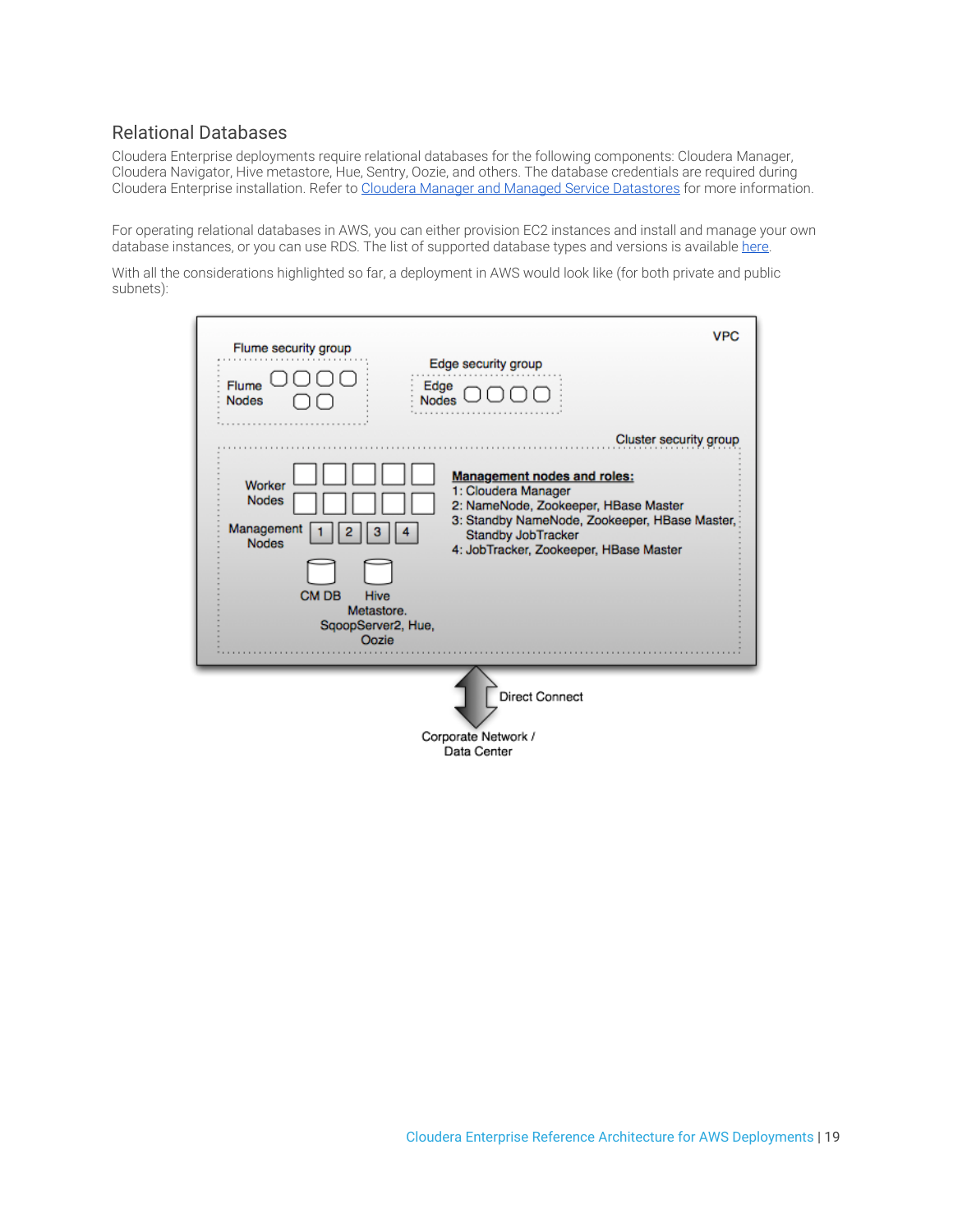## Relational Databases

Cloudera Enterprise deployments require relational databases for the following components: Cloudera Manager, Cloudera Navigator, Hive metastore, Hue, Sentry, Oozie, and others. The database credentials are required during Cloudera Enterprise installation. Refer to [Cloudera Manager and Managed Service Datastores]() for more information.

For operating relational databases in AWS, you can either provision EC2 instances and install and manage your own database instances, or you can use RDS. The list of supported database types and versions is available [here]().

With all the considerations highlighted so far, a deployment in AWS would look like (for both private and public subnets):

VPC

Flume security group

Flume Nodes

Edge security group

Edge Nodes

Cluster security group

Worker Nodes

Management Nodes 1 2 3 4

**Management nodes and roles:**
1: Cloudera Manager
2: NameNode, Zookeeper, HBase Master
3: Standby NameNode, Zookeeper, HBase Master, Standby JobTracker
4: JobTracker, Zookeeper, HBase Master

CM DB

Hive Metastore. SqoopServer2, Hue, Oozie

Direct Connect

Corporate Network / Data Center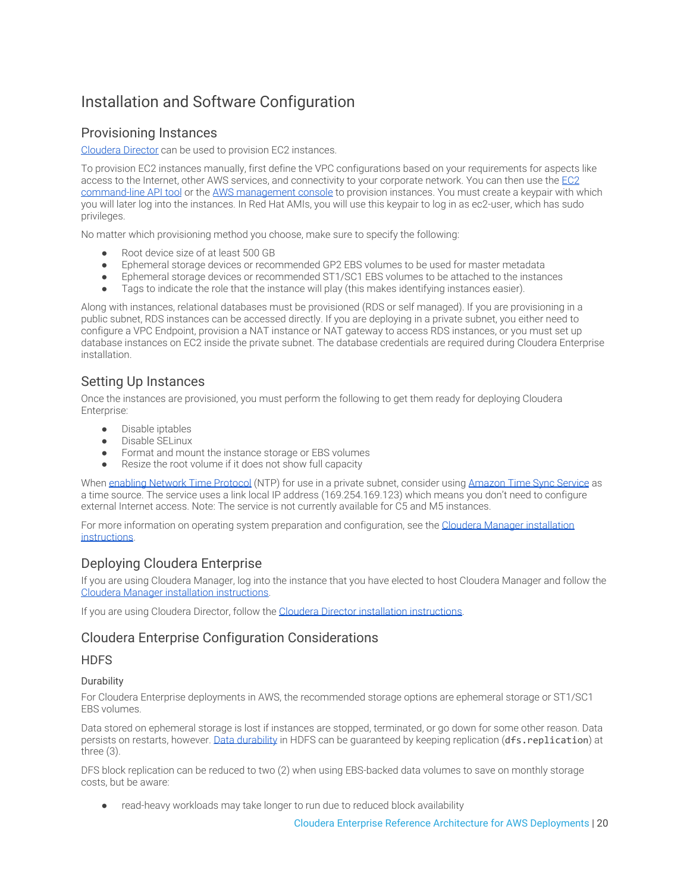# Installation and Software Configuration

## Provisioning Instances

Cloudera Director can be used to provision EC2 instances.

To provision EC2 instances manually, first define the VPC configurations based on your requirements for aspects like access to the Internet, other AWS services, and connectivity to your corporate network. You can then use the EC2 command-line API tool or the AWS management console to provision instances. You must create a keypair with which you will later log into the instances. In Red Hat AMIs, you will use this keypair to log in as ec2-user, which has sudo privileges.

No matter which provisioning method you choose, make sure to specify the following:

- Root device size of at least 500 GB
- Ephemeral storage devices or recommended GP2 EBS volumes to be used for master metadata
- Ephemeral storage devices or recommended ST1/SC1 EBS volumes to be attached to the instances
- Tags to indicate the role that the instance will play (this makes identifying instances easier).

Along with instances, relational databases must be provisioned (RDS or self managed). If you are provisioning in a public subnet, RDS instances can be accessed directly. If you are deploying in a private subnet, you either need to configure a VPC Endpoint, provision a NAT instance or NAT gateway to access RDS instances, or you must set up database instances on EC2 inside the private subnet. The database credentials are required during Cloudera Enterprise installation.

## Setting Up Instances

Once the instances are provisioned, you must perform the following to get them ready for deploying Cloudera Enterprise:

- Disable iptables
- Disable SELinux
- Format and mount the instance storage or EBS volumes
- Resize the root volume if it does not show full capacity

When enabling Network Time Protocol (NTP) for use in a private subnet, consider using Amazon Time Sync Service as a time source. The service uses a link local IP address (169.254.169.123) which means you don't need to configure external Internet access. Note: The service is not currently available for C5 and M5 instances.

For more information on operating system preparation and configuration, see the Cloudera Manager installation instructions.

## Deploying Cloudera Enterprise

If you are using Cloudera Manager, log into the instance that you have elected to host Cloudera Manager and follow the Cloudera Manager installation instructions.

If you are using Cloudera Director, follow the Cloudera Director installation instructions.

## Cloudera Enterprise Configuration Considerations

### HDFS

#### Durability

For Cloudera Enterprise deployments in AWS, the recommended storage options are ephemeral storage or ST1/SC1 EBS volumes.

Data stored on ephemeral storage is lost if instances are stopped, terminated, or go down for some other reason. Data persists on restarts, however. Data durability in HDFS can be guaranteed by keeping replication (`dfs.replication`) at three (3).

DFS block replication can be reduced to two (2) when using EBS-backed data volumes to save on monthly storage costs, but be aware:

- read-heavy workloads may take longer to run due to reduced block availability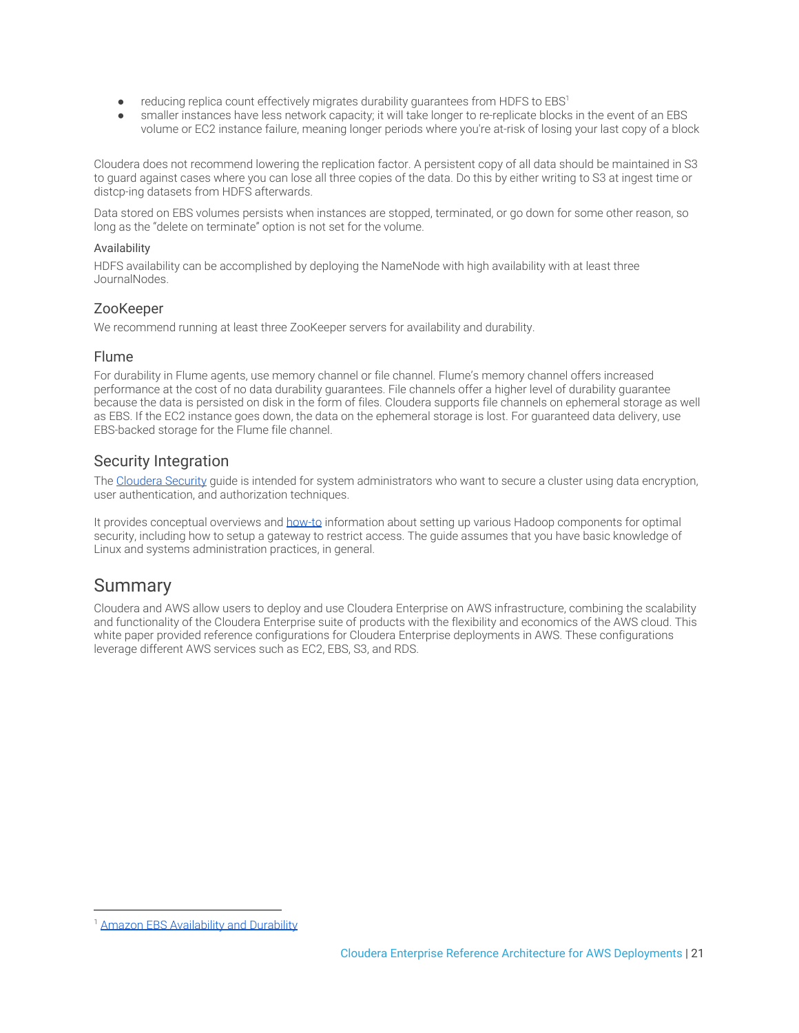- reducing replica count effectively migrates durability guarantees from HDFS to EBS[1]
- smaller instances have less network capacity; it will take longer to re-replicate blocks in the event of an EBS volume or EC2 instance failure, meaning longer periods where you're at-risk of losing your last copy of a block

Cloudera does not recommend lowering the replication factor. A persistent copy of all data should be maintained in S3 to guard against cases where you can lose all three copies of the data. Do this by either writing to S3 at ingest time or distcp-ing datasets from HDFS afterwards.

Data stored on EBS volumes persists when instances are stopped, terminated, or go down for some other reason, so long as the "delete on terminate" option is not set for the volume.

#### Availability

HDFS availability can be accomplished by deploying the NameNode with high availability with at least three JournalNodes.

### ZooKeeper

We recommend running at least three ZooKeeper servers for availability and durability.

### Flume

For durability in Flume agents, use memory channel or file channel. Flume's memory channel offers increased performance at the cost of no data durability guarantees. File channels offer a higher level of durability guarantee because the data is persisted on disk in the form of files. Cloudera supports file channels on ephemeral storage as well as EBS. If the EC2 instance goes down, the data on the ephemeral storage is lost. For guaranteed data delivery, use EBS-backed storage for the Flume file channel.

### Security Integration

The Cloudera Security guide is intended for system administrators who want to secure a cluster using data encryption, user authentication, and authorization techniques.

It provides conceptual overviews and how-to information about setting up various Hadoop components for optimal security, including how to setup a gateway to restrict access. The guide assumes that you have basic knowledge of Linux and systems administration practices, in general.

## Summary

Cloudera and AWS allow users to deploy and use Cloudera Enterprise on AWS infrastructure, combining the scalability and functionality of the Cloudera Enterprise suite of products with the flexibility and economics of the AWS cloud. This white paper provided reference configurations for Cloudera Enterprise deployments in AWS. These configurations leverage different AWS services such as EC2, EBS, S3, and RDS.

[1] Amazon EBS Availability and Durability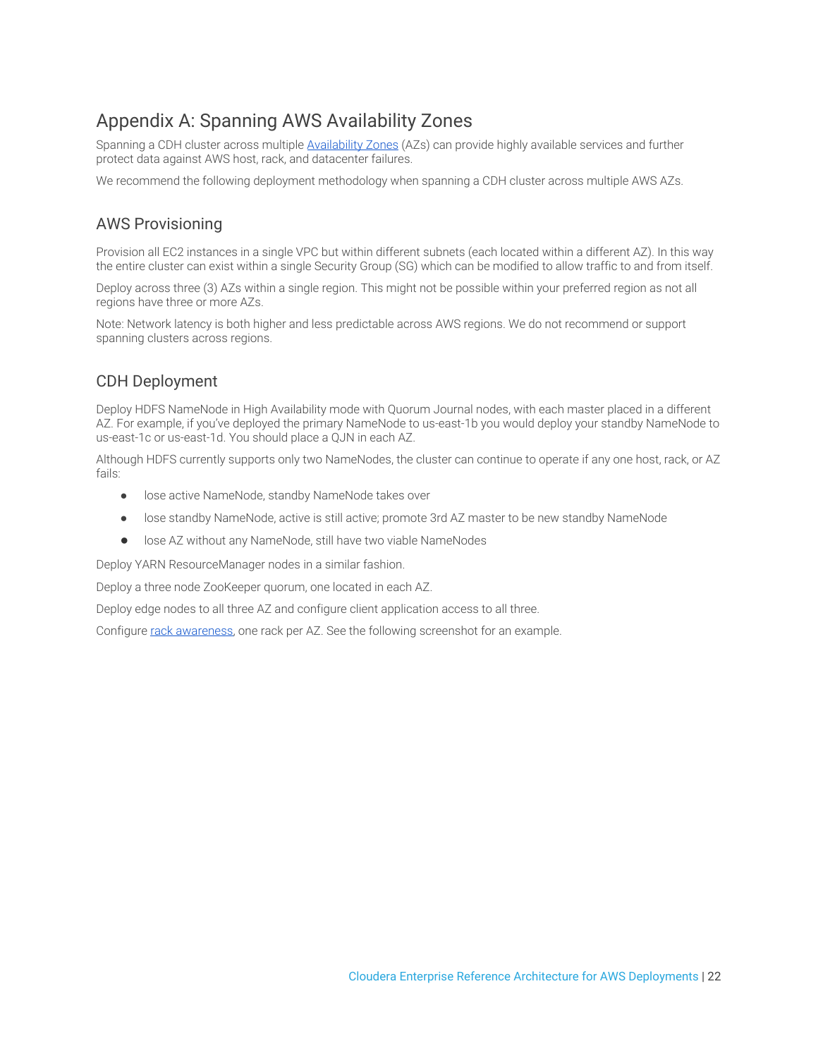# Appendix A: Spanning AWS Availability Zones

Spanning a CDH cluster across multiple Availability Zones (AZs) can provide highly available services and further protect data against AWS host, rack, and datacenter failures.

We recommend the following deployment methodology when spanning a CDH cluster across multiple AWS AZs.

## AWS Provisioning

Provision all EC2 instances in a single VPC but within different subnets (each located within a different AZ). In this way the entire cluster can exist within a single Security Group (SG) which can be modified to allow traffic to and from itself.

Deploy across three (3) AZs within a single region. This might not be possible within your preferred region as not all regions have three or more AZs.

Note: Network latency is both higher and less predictable across AWS regions. We do not recommend or support spanning clusters across regions.

## CDH Deployment

Deploy HDFS NameNode in High Availability mode with Quorum Journal nodes, with each master placed in a different AZ. For example, if you've deployed the primary NameNode to us-east-1b you would deploy your standby NameNode to us-east-1c or us-east-1d. You should place a QJN in each AZ.

Although HDFS currently supports only two NameNodes, the cluster can continue to operate if any one host, rack, or AZ fails:

- lose active NameNode, standby NameNode takes over
- lose standby NameNode, active is still active; promote 3rd AZ master to be new standby NameNode
- lose AZ without any NameNode, still have two viable NameNodes

Deploy YARN ResourceManager nodes in a similar fashion.

Deploy a three node ZooKeeper quorum, one located in each AZ.

Deploy edge nodes to all three AZ and configure client application access to all three.

Configure rack awareness, one rack per AZ. See the following screenshot for an example.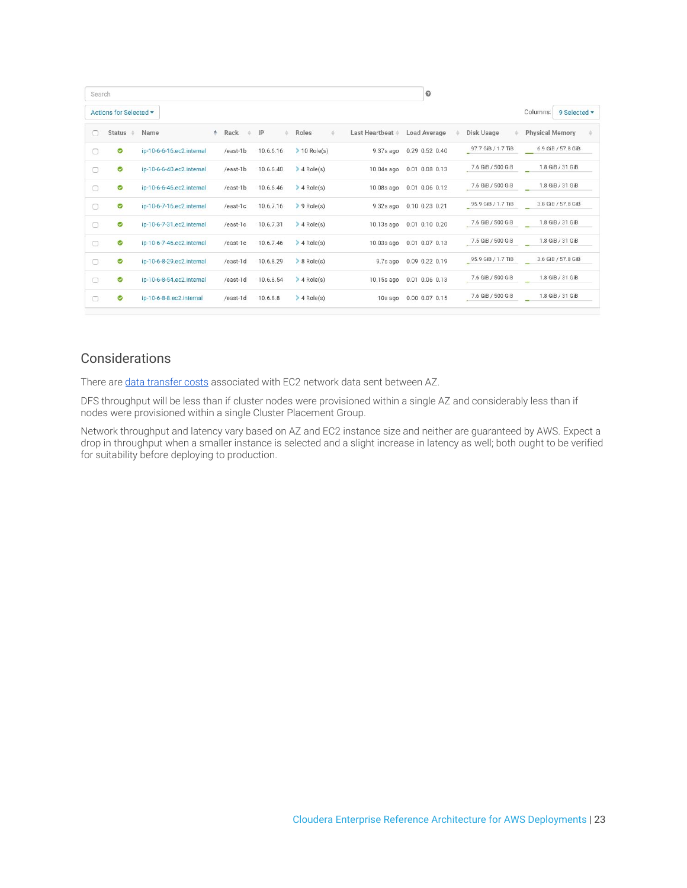Search

Actions for Selected ▾ Columns: 9 Selected ▾

| Status | Name | Rack | IP | Roles | Last Heartbeat | Load Average | Disk Usage | Physical Memory |
|---|---|---|---|---|---|---|---|---|
| ✓ | ip-10-6-6-16.ec2.internal | /east-1b | 10.6.6.16 | 10 Role(s) | 9.37s ago | 0.29 0.52 0.40 | 97.7 GiB / 1.7 TiB | 6.9 GiB / 57.8 GiB |
| ✓ | ip-10-6-6-40.ec2.internal | /east-1b | 10.6.6.40 | 4 Role(s) | 10.04s ago | 0.01 0.08 0.13 | 7.6 GiB / 500 GiB | 1.8 GiB / 31 GiB |
| ✓ | ip-10-6-6-46.ec2.internal | /east-1b | 10.6.6.46 | 4 Role(s) | 10.08s ago | 0.01 0.06 0.12 | 7.6 GiB / 500 GiB | 1.8 GiB / 31 GiB |
| ✓ | ip-10-6-7-16.ec2.internal | /east-1c | 10.6.7.16 | 9 Role(s) | 9.32s ago | 0.10 0.23 0.21 | 95.9 GiB / 1.7 TiB | 3.8 GiB / 57.8 GiB |
| ✓ | ip-10-6-7-31.ec2.internal | /east-1c | 10.6.7.31 | 4 Role(s) | 10.13s ago | 0.01 0.10 0.20 | 7.6 GiB / 500 GiB | 1.8 GiB / 31 GiB |
| ✓ | ip-10-6-7-46.ec2.internal | /east-1c | 10.6.7.46 | 4 Role(s) | 10.03s ago | 0.01 0.07 0.13 | 7.5 GiB / 500 GiB | 1.8 GiB / 31 GiB |
| ✓ | ip-10-6-8-29.ec2.internal | /east-1d | 10.6.8.29 | 8 Role(s) | 9.7s ago | 0.09 0.22 0.19 | 95.9 GiB / 1.7 TiB | 3.6 GiB / 57.8 GiB |
| ✓ | ip-10-6-8-54.ec2.internal | /east-1d | 10.6.8.54 | 4 Role(s) | 10.15s ago | 0.01 0.06 0.13 | 7.6 GiB / 500 GiB | 1.8 GiB / 31 GiB |
| ✓ | ip-10-6-8-8.ec2.internal | /east-1d | 10.6.8.8 | 4 Role(s) | 10s ago | 0.00 0.07 0.15 | 7.6 GiB / 500 GiB | 1.8 GiB / 31 GiB |

## Considerations

There are data transfer costs associated with EC2 network data sent between AZ.

DFS throughput will be less than if cluster nodes were provisioned within a single AZ and considerably less than if nodes were provisioned within a single Cluster Placement Group.

Network throughput and latency vary based on AZ and EC2 instance size and neither are guaranteed by AWS. Expect a drop in throughput when a smaller instance is selected and a slight increase in latency as well; both ought to be verified for suitability before deploying to production.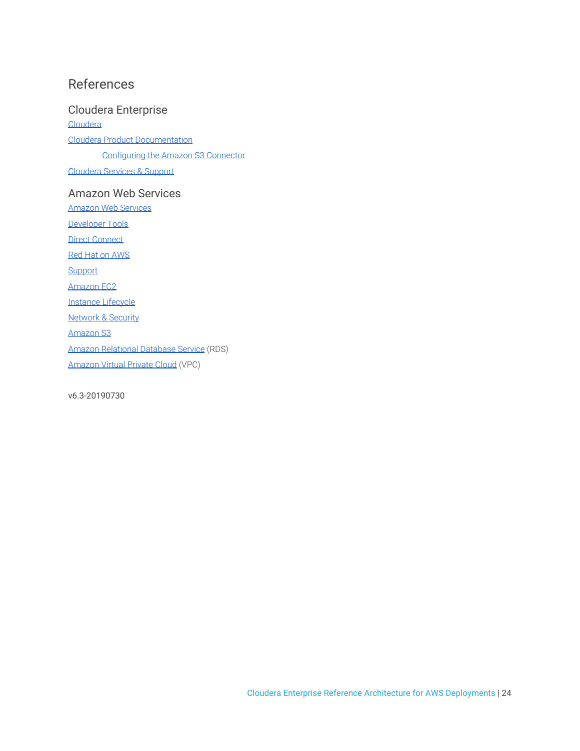# References

## Cloudera Enterprise

Cloudera

Cloudera Product Documentation

- Configuring the Amazon S3 Connector

Cloudera Services & Support

## Amazon Web Services

Amazon Web Services

Developer Tools

Direct Connect

Red Hat on AWS

Support

Amazon EC2

Instance Lifecycle

Network & Security

Amazon S3

Amazon Relational Database Service (RDS)

Amazon Virtual Private Cloud (VPC)

v6.3-20190730